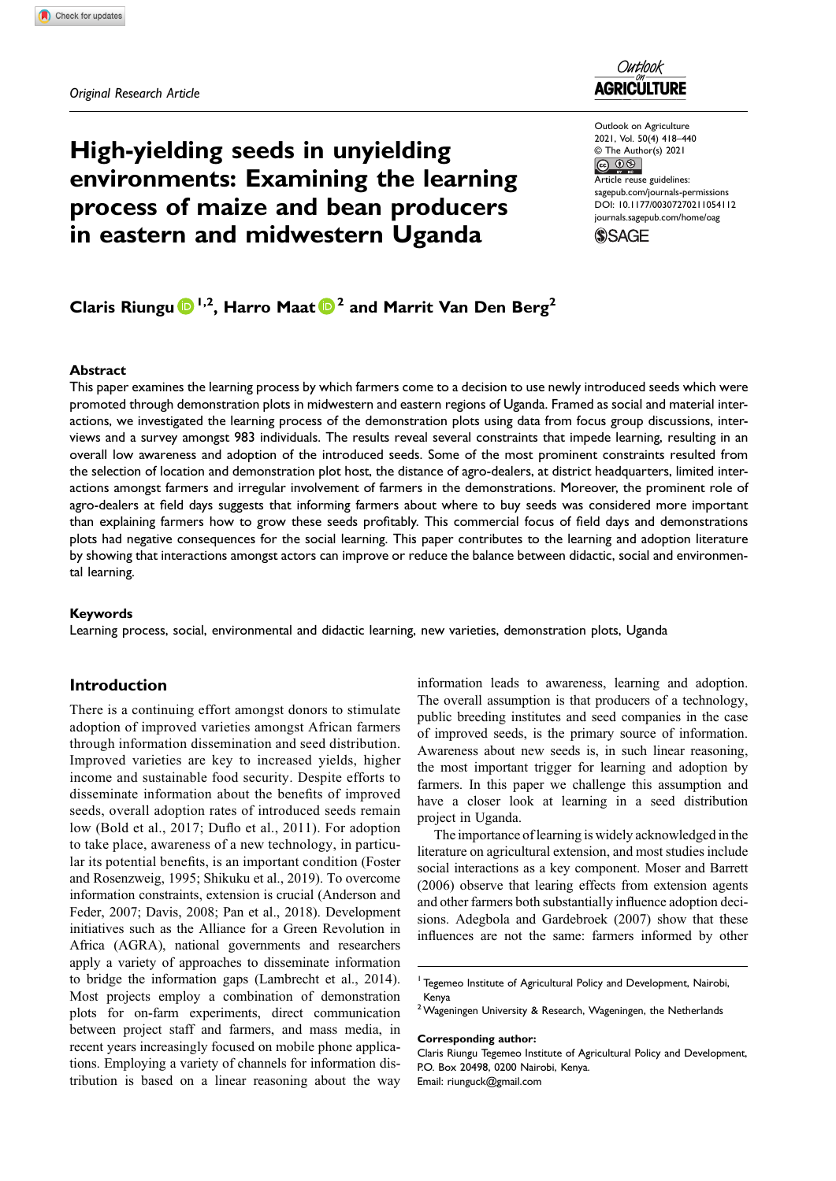*Original Research Article*

# High-yielding seeds in unyielding environments: Examining the learning process of maize and bean producers in eastern and midwestern Uganda

**Claris Riungu[1,2], Harro Maat[2] and Marrit Van Den Berg[2]**

## Abstract

This paper examines the learning process by which farmers come to a decision to use newly introduced seeds which were promoted through demonstration plots in midwestern and eastern regions of Uganda. Framed as social and material interactions, we investigated the learning process of the demonstration plots using data from focus group discussions, interviews and a survey amongst 983 individuals. The results reveal several constraints that impede learning, resulting in an overall low awareness and adoption of the introduced seeds. Some of the most prominent constraints resulted from the selection of location and demonstration plot host, the distance of agro-dealers, at district headquarters, limited interactions amongst farmers and irregular involvement of farmers in the demonstrations. Moreover, the prominent role of agro-dealers at field days suggests that informing farmers about where to buy seeds was considered more important than explaining farmers how to grow these seeds profitably. This commercial focus of field days and demonstrations plots had negative consequences for the social learning. This paper contributes to the learning and adoption literature by showing that interactions amongst actors can improve or reduce the balance between didactic, social and environmental learning.

## Keywords

Learning process, social, environmental and didactic learning, new varieties, demonstration plots, Uganda

## Introduction

There is a continuing effort amongst donors to stimulate adoption of improved varieties amongst African farmers through information dissemination and seed distribution. Improved varieties are key to increased yields, higher income and sustainable food security. Despite efforts to disseminate information about the benefits of improved seeds, overall adoption rates of introduced seeds remain low (Bold et al., 2017; Duflo et al., 2011). For adoption to take place, awareness of a new technology, in particular its potential benefits, is an important condition (Foster and Rosenzweig, 1995; Shikuku et al., 2019). To overcome information constraints, extension is crucial (Anderson and Feder, 2007; Davis, 2008; Pan et al., 2018). Development initiatives such as the Alliance for a Green Revolution in Africa (AGRA), national governments and researchers apply a variety of approaches to disseminate information to bridge the information gaps (Lambrecht et al., 2014). Most projects employ a combination of demonstration plots for on-farm experiments, direct communication between project staff and farmers, and mass media, in recent years increasingly focused on mobile phone applications. Employing a variety of channels for information distribution is based on a linear reasoning about the way information leads to awareness, learning and adoption. The overall assumption is that producers of a technology, public breeding institutes and seed companies in the case of improved seeds, is the primary source of information. Awareness about new seeds is, in such linear reasoning, the most important trigger for learning and adoption by farmers. In this paper we challenge this assumption and have a closer look at learning in a seed distribution project in Uganda.

The importance of learning is widely acknowledged in the literature on agricultural extension, and most studies include social interactions as a key component. Moser and Barrett (2006) observe that learing effects from extension agents and other farmers both substantially influence adoption decisions. Adegbola and Gardebroek (2007) show that these influences are not the same: farmers informed by other

[1] Tegemeo Institute of Agricultural Policy and Development, Nairobi, Kenya
[2] Wageningen University & Research, Wageningen, the Netherlands

**Corresponding author:**
Claris Riungu Tegemeo Institute of Agricultural Policy and Development, P.O. Box 20498, 0200 Nairobi, Kenya.
Email: riunguck@gmail.com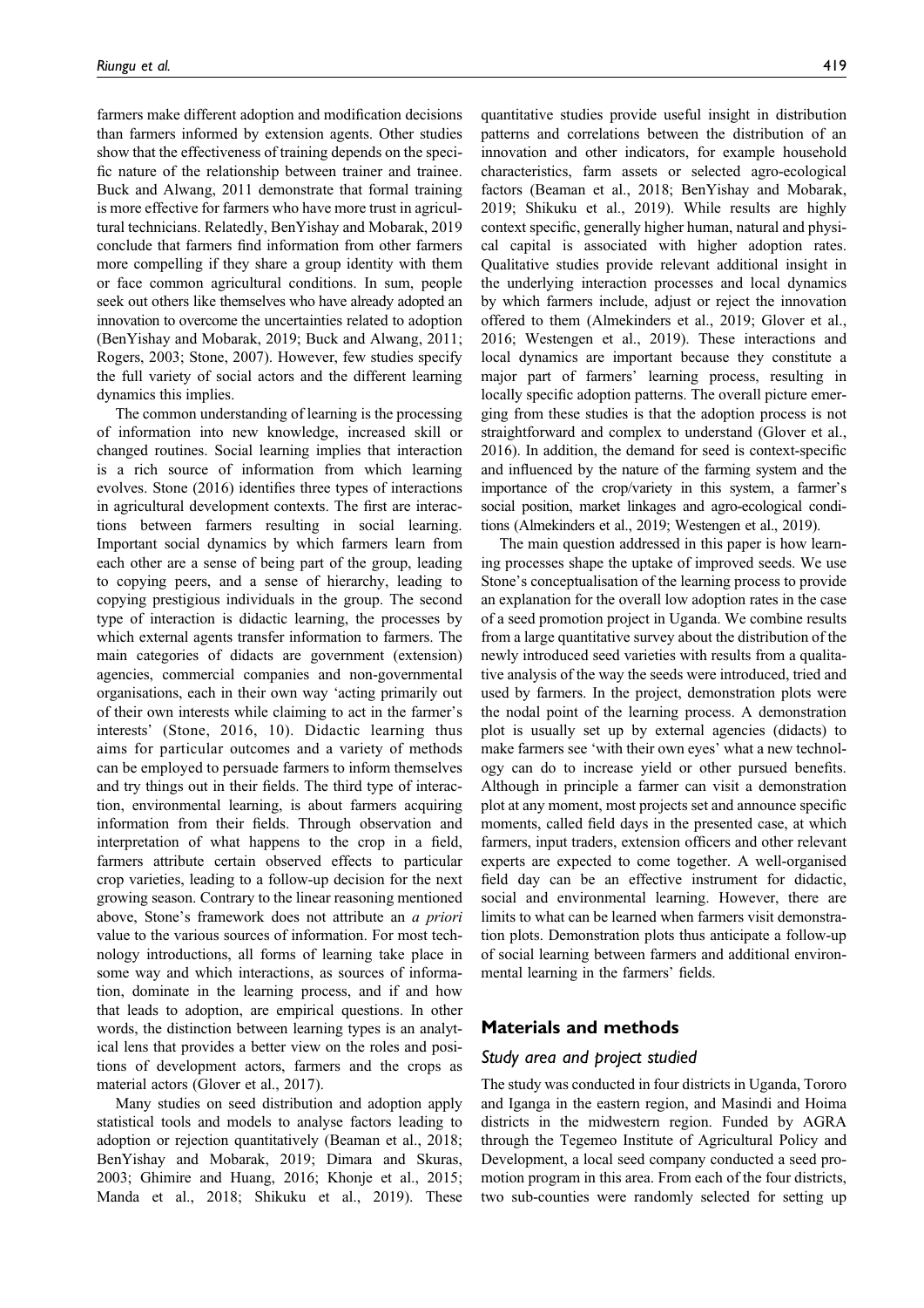farmers make different adoption and modification decisions than farmers informed by extension agents. Other studies show that the effectiveness of training depends on the specific nature of the relationship between trainer and trainee. Buck and Alwang, 2011 demonstrate that formal training is more effective for farmers who have more trust in agricultural technicians. Relatedly, BenYishay and Mobarak, 2019 conclude that farmers find information from other farmers more compelling if they share a group identity with them or face common agricultural conditions. In sum, people seek out others like themselves who have already adopted an innovation to overcome the uncertainties related to adoption (BenYishay and Mobarak, 2019; Buck and Alwang, 2011; Rogers, 2003; Stone, 2007). However, few studies specify the full variety of social actors and the different learning dynamics this implies.

The common understanding of learning is the processing of information into new knowledge, increased skill or changed routines. Social learning implies that interaction is a rich source of information from which learning evolves. Stone (2016) identifies three types of interactions in agricultural development contexts. The first are interactions between farmers resulting in social learning. Important social dynamics by which farmers learn from each other are a sense of being part of the group, leading to copying peers, and a sense of hierarchy, leading to copying prestigious individuals in the group. The second type of interaction is didactic learning, the processes by which external agents transfer information to farmers. The main categories of didacts are government (extension) agencies, commercial companies and non-governmental organisations, each in their own way 'acting primarily out of their own interests while claiming to act in the farmer's interests' (Stone, 2016, 10). Didactic learning thus aims for particular outcomes and a variety of methods can be employed to persuade farmers to inform themselves and try things out in their fields. The third type of interaction, environmental learning, is about farmers acquiring information from their fields. Through observation and interpretation of what happens to the crop in a field, farmers attribute certain observed effects to particular crop varieties, leading to a follow-up decision for the next growing season. Contrary to the linear reasoning mentioned above, Stone's framework does not attribute an *a priori* value to the various sources of information. For most technology introductions, all forms of learning take place in some way and which interactions, as sources of information, dominate in the learning process, and if and how that leads to adoption, are empirical questions. In other words, the distinction between learning types is an analytical lens that provides a better view on the roles and positions of development actors, farmers and the crops as material actors (Glover et al., 2017).

Many studies on seed distribution and adoption apply statistical tools and models to analyse factors leading to adoption or rejection quantitatively (Beaman et al., 2018; BenYishay and Mobarak, 2019; Dimara and Skuras, 2003; Ghimire and Huang, 2016; Khonje et al., 2015; Manda et al., 2018; Shikuku et al., 2019). These quantitative studies provide useful insight in distribution patterns and correlations between the distribution of an innovation and other indicators, for example household characteristics, farm assets or selected agro-ecological factors (Beaman et al., 2018; BenYishay and Mobarak, 2019; Shikuku et al., 2019). While results are highly context specific, generally higher human, natural and physical capital is associated with higher adoption rates. Qualitative studies provide relevant additional insight in the underlying interaction processes and local dynamics by which farmers include, adjust or reject the innovation offered to them (Almekinders et al., 2019; Glover et al., 2016; Westengen et al., 2019). These interactions and local dynamics are important because they constitute a major part of farmers' learning process, resulting in locally specific adoption patterns. The overall picture emerging from these studies is that the adoption process is not straightforward and complex to understand (Glover et al., 2016). In addition, the demand for seed is context-specific and influenced by the nature of the farming system and the importance of the crop/variety in this system, a farmer's social position, market linkages and agro-ecological conditions (Almekinders et al., 2019; Westengen et al., 2019).

The main question addressed in this paper is how learning processes shape the uptake of improved seeds. We use Stone's conceptualisation of the learning process to provide an explanation for the overall low adoption rates in the case of a seed promotion project in Uganda. We combine results from a large quantitative survey about the distribution of the newly introduced seed varieties with results from a qualitative analysis of the way the seeds were introduced, tried and used by farmers. In the project, demonstration plots were the nodal point of the learning process. A demonstration plot is usually set up by external agencies (didacts) to make farmers see 'with their own eyes' what a new technology can do to increase yield or other pursued benefits. Although in principle a farmer can visit a demonstration plot at any moment, most projects set and announce specific moments, called field days in the presented case, at which farmers, input traders, extension officers and other relevant experts are expected to come together. A well-organised field day can be an effective instrument for didactic, social and environmental learning. However, there are limits to what can be learned when farmers visit demonstration plots. Demonstration plots thus anticipate a follow-up of social learning between farmers and additional environmental learning in the farmers' fields.

## Materials and methods

### Study area and project studied

The study was conducted in four districts in Uganda, Tororo and Iganga in the eastern region, and Masindi and Hoima districts in the midwestern region. Funded by AGRA through the Tegemeo Institute of Agricultural Policy and Development, a local seed company conducted a seed promotion program in this area. From each of the four districts, two sub-counties were randomly selected for setting up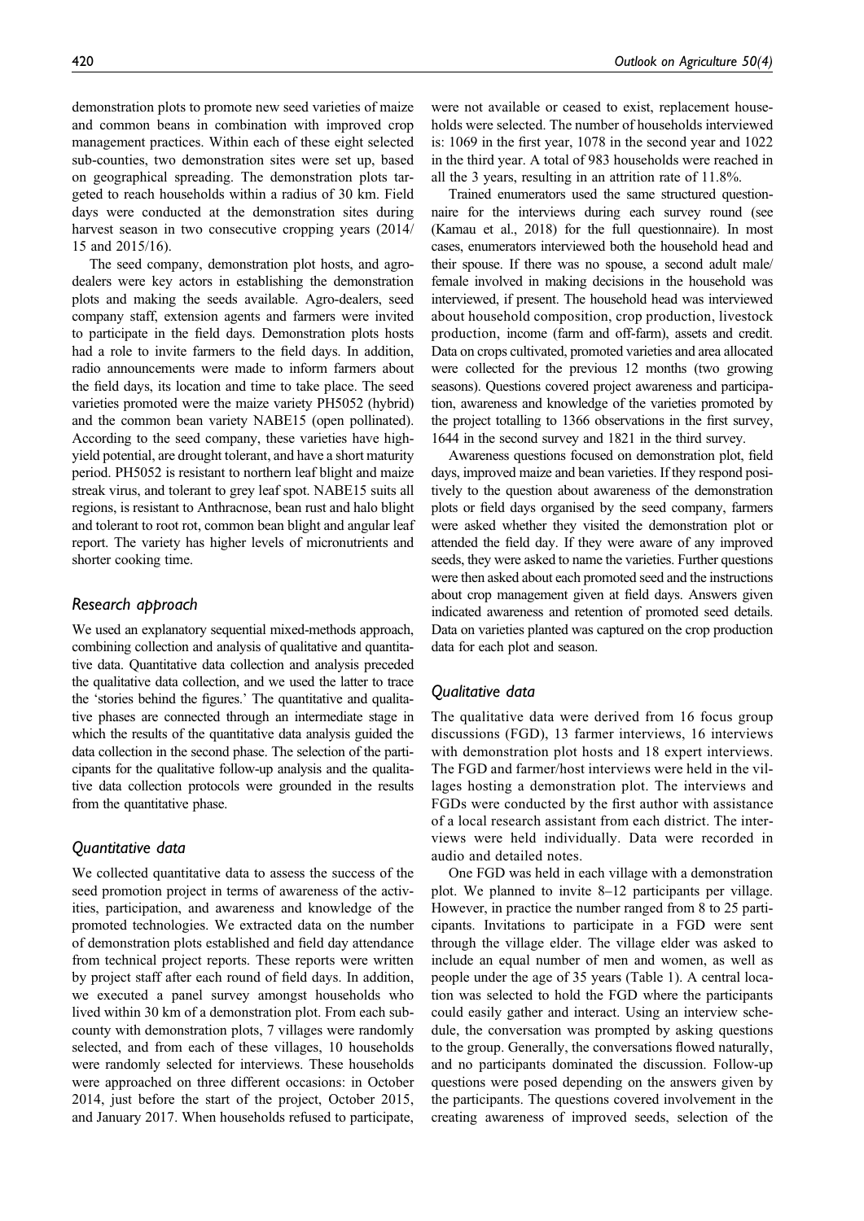demonstration plots to promote new seed varieties of maize and common beans in combination with improved crop management practices. Within each of these eight selected sub-counties, two demonstration sites were set up, based on geographical spreading. The demonstration plots targeted to reach households within a radius of 30 km. Field days were conducted at the demonstration sites during harvest season in two consecutive cropping years (2014/15 and 2015/16).

The seed company, demonstration plot hosts, and agro-dealers were key actors in establishing the demonstration plots and making the seeds available. Agro-dealers, seed company staff, extension agents and farmers were invited to participate in the field days. Demonstration plots hosts had a role to invite farmers to the field days. In addition, radio announcements were made to inform farmers about the field days, its location and time to take place. The seed varieties promoted were the maize variety PH5052 (hybrid) and the common bean variety NABE15 (open pollinated). According to the seed company, these varieties have high-yield potential, are drought tolerant, and have a short maturity period. PH5052 is resistant to northern leaf blight and maize streak virus, and tolerant to grey leaf spot. NABE15 suits all regions, is resistant to Anthracnose, bean rust and halo blight and tolerant to root rot, common bean blight and angular leaf report. The variety has higher levels of micronutrients and shorter cooking time.

## Research approach

We used an explanatory sequential mixed-methods approach, combining collection and analysis of qualitative and quantitative data. Quantitative data collection and analysis preceded the qualitative data collection, and we used the latter to trace the 'stories behind the figures.' The quantitative and qualitative phases are connected through an intermediate stage in which the results of the quantitative data analysis guided the data collection in the second phase. The selection of the participants for the qualitative follow-up analysis and the qualitative data collection protocols were grounded in the results from the quantitative phase.

## Quantitative data

We collected quantitative data to assess the success of the seed promotion project in terms of awareness of the activities, participation, and awareness and knowledge of the promoted technologies. We extracted data on the number of demonstration plots established and field day attendance from technical project reports. These reports were written by project staff after each round of field days. In addition, we executed a panel survey amongst households who lived within 30 km of a demonstration plot. From each sub-county with demonstration plots, 7 villages were randomly selected, and from each of these villages, 10 households were randomly selected for interviews. These households were approached on three different occasions: in October 2014, just before the start of the project, October 2015, and January 2017. When households refused to participate, were not available or ceased to exist, replacement households were selected. The number of households interviewed is: 1069 in the first year, 1078 in the second year and 1022 in the third year. A total of 983 households were reached in all the 3 years, resulting in an attrition rate of 11.8%.

Trained enumerators used the same structured questionnaire for the interviews during each survey round (see (Kamau et al., 2018) for the full questionnaire). In most cases, enumerators interviewed both the household head and their spouse. If there was no spouse, a second adult male/female involved in making decisions in the household was interviewed, if present. The household head was interviewed about household composition, crop production, livestock production, income (farm and off-farm), assets and credit. Data on crops cultivated, promoted varieties and area allocated were collected for the previous 12 months (two growing seasons). Questions covered project awareness and participation, awareness and knowledge of the varieties promoted by the project totalling to 1366 observations in the first survey, 1644 in the second survey and 1821 in the third survey.

Awareness questions focused on demonstration plot, field days, improved maize and bean varieties. If they respond positively to the question about awareness of the demonstration plots or field days organised by the seed company, farmers were asked whether they visited the demonstration plot or attended the field day. If they were aware of any improved seeds, they were asked to name the varieties. Further questions were then asked about each promoted seed and the instructions about crop management given at field days. Answers given indicated awareness and retention of promoted seed details. Data on varieties planted was captured on the crop production data for each plot and season.

## Qualitative data

The qualitative data were derived from 16 focus group discussions (FGD), 13 farmer interviews, 16 interviews with demonstration plot hosts and 18 expert interviews. The FGD and farmer/host interviews were held in the villages hosting a demonstration plot. The interviews and FGDs were conducted by the first author with assistance of a local research assistant from each district. The interviews were held individually. Data were recorded in audio and detailed notes.

One FGD was held in each village with a demonstration plot. We planned to invite 8–12 participants per village. However, in practice the number ranged from 8 to 25 participants. Invitations to participate in a FGD were sent through the village elder. The village elder was asked to include an equal number of men and women, as well as people under the age of 35 years (Table 1). A central location was selected to hold the FGD where the participants could easily gather and interact. Using an interview schedule, the conversation was prompted by asking questions to the group. Generally, the conversations flowed naturally, and no participants dominated the discussion. Follow-up questions were posed depending on the answers given by the participants. The questions covered involvement in the creating awareness of improved seeds, selection of the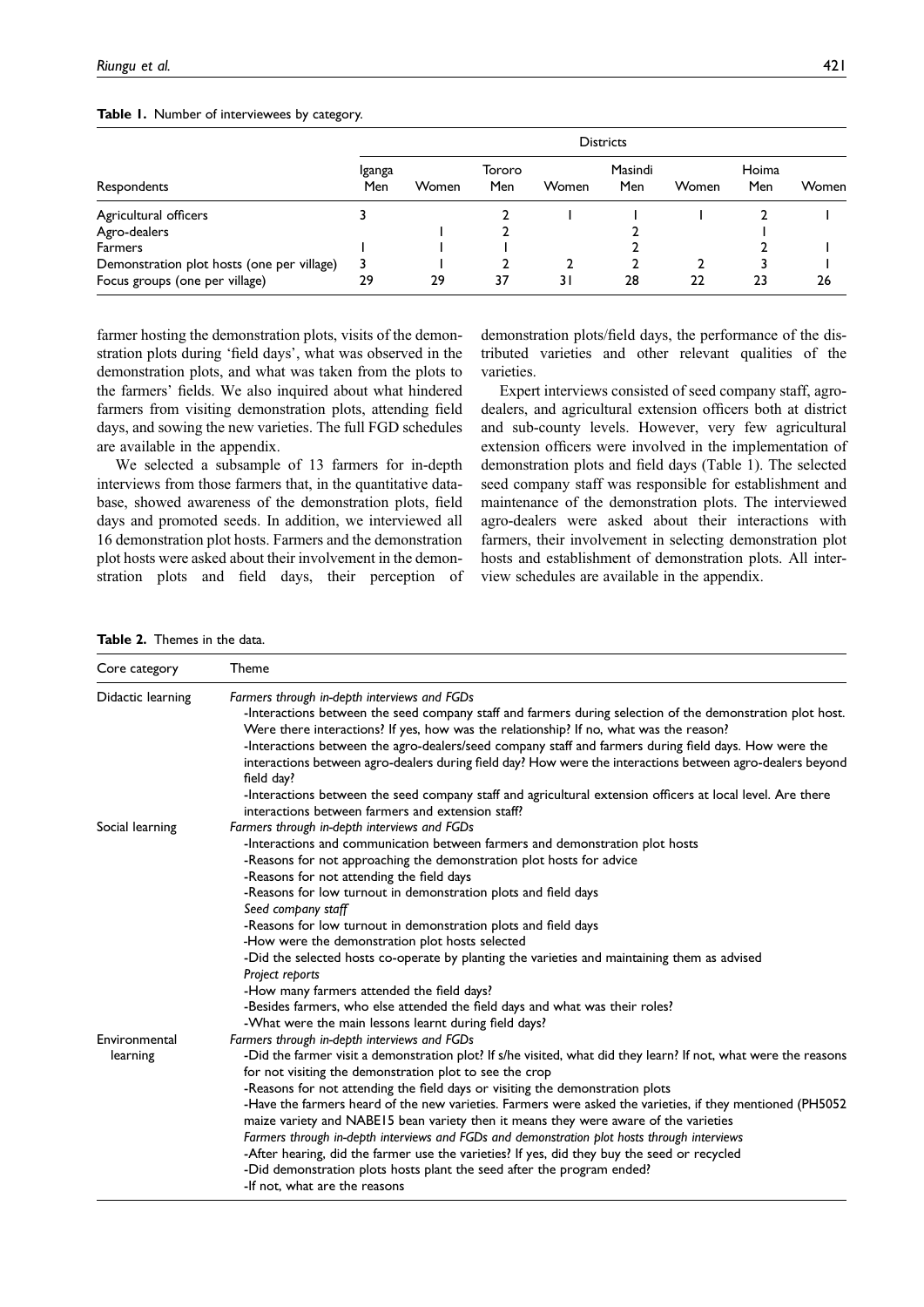**Table 1.** Number of interviewees by category.

| Respondents | Districts | | | | | | | |
|---|---|---|---|---|---|---|---|---|
| | Iganga Men | Women | Tororo Men | Women | Masindi Men | Women | Hoima Men | Women |
| Agricultural officers | 3 | | 2 | 1 | 1 | 1 | 2 | 1 |
| Agro-dealers | | 1 | 2 | | 2 | | 1 | |
| Farmers | 1 | 1 | 1 | | 2 | | 2 | 1 |
| Demonstration plot hosts (one per village) | 3 | 1 | 2 | 2 | 2 | 2 | 3 | 1 |
| Focus groups (one per village) | 29 | 29 | 37 | 31 | 28 | 22 | 23 | 26 |

farmer hosting the demonstration plots, visits of the demonstration plots during 'field days', what was observed in the demonstration plots, and what was taken from the plots to the farmers' fields. We also inquired about what hindered farmers from visiting demonstration plots, attending field days, and sowing the new varieties. The full FGD schedules are available in the appendix.

We selected a subsample of 13 farmers for in-depth interviews from those farmers that, in the quantitative database, showed awareness of the demonstration plots, field days and promoted seeds. In addition, we interviewed all 16 demonstration plot hosts. Farmers and the demonstration plot hosts were asked about their involvement in the demonstration plots and field days, their perception of demonstration plots/field days, the performance of the distributed varieties and other relevant qualities of the varieties.

Expert interviews consisted of seed company staff, agro-dealers, and agricultural extension officers both at district and sub-county levels. However, very few agricultural extension officers were involved in the implementation of demonstration plots and field days (Table 1). The selected seed company staff was responsible for establishment and maintenance of the demonstration plots. The interviewed agro-dealers were asked about their interactions with farmers, their involvement in selecting demonstration plot hosts and establishment of demonstration plots. All interview schedules are available in the appendix.

**Table 2.** Themes in the data.

| Core category | Theme |
|---|---|
| Didactic learning | *Farmers through in-depth interviews and FGDs*<br>-Interactions between the seed company staff and farmers during selection of the demonstration plot host. Were there interactions? If yes, how was the relationship? If no, what was the reason?<br>-Interactions between the agro-dealers/seed company staff and farmers during field days. How were the interactions between agro-dealers during field day? How were the interactions between agro-dealers beyond field day?<br>-Interactions between the seed company staff and agricultural extension officers at local level. Are there interactions between farmers and extension staff? |
| Social learning | *Farmers through in-depth interviews and FGDs*<br>-Interactions and communication between farmers and demonstration plot hosts<br>-Reasons for not approaching the demonstration plot hosts for advice<br>-Reasons for not attending the field days<br>-Reasons for low turnout in demonstration plots and field days<br>*Seed company staff*<br>-Reasons for low turnout in demonstration plots and field days<br>-How were the demonstration plot hosts selected<br>-Did the selected hosts co-operate by planting the varieties and maintaining them as advised<br>*Project reports*<br>-How many farmers attended the field days?<br>-Besides farmers, who else attended the field days and what was their roles?<br>-What were the main lessons learnt during field days? |
| Environmental learning | *Farmers through in-depth interviews and FGDs*<br>-Did the farmer visit a demonstration plot? If s/he visited, what did they learn? If not, what were the reasons for not visiting the demonstration plot to see the crop<br>-Reasons for not attending the field days or visiting the demonstration plots<br>-Have the farmers heard of the new varieties. Farmers were asked the varieties, if they mentioned (PH5052 maize variety and NABE15 bean variety then it means they were aware of the varieties<br>*Farmers through in-depth interviews and FGDs and demonstration plot hosts through interviews*<br>-After hearing, did the farmer use the varieties? If yes, did they buy the seed or recycled<br>-Did demonstration plots hosts plant the seed after the program ended?<br>-If not, what are the reasons |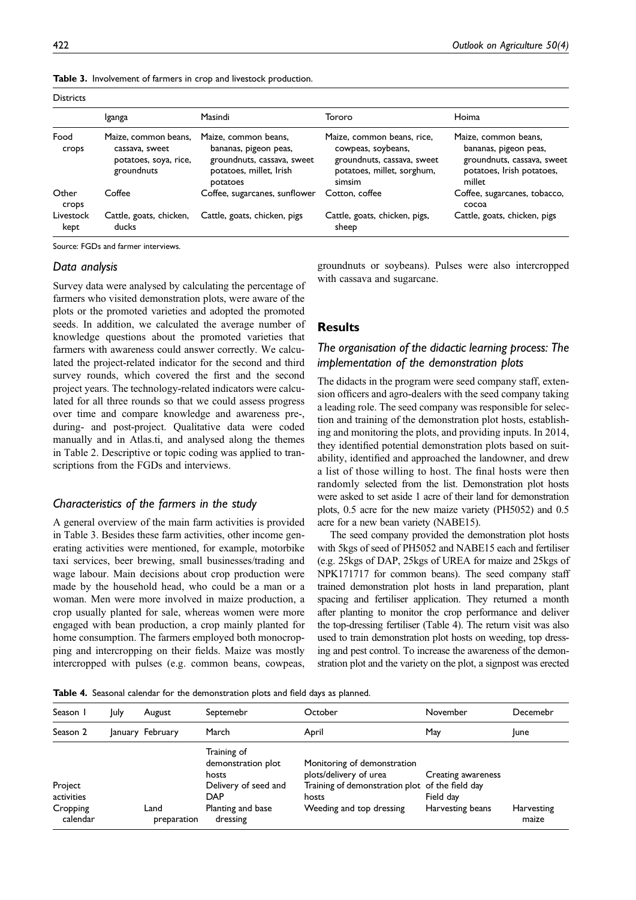**Table 3.** Involvement of farmers in crop and livestock production.

| | Districts | | | |
|---|---|---|---|---|
| | Iganga | Masindi | Tororo | Hoima |
| Food crops | Maize, common beans, cassava, sweet potatoes, soya, rice, groundnuts | Maize, common beans, bananas, pigeon peas, groundnuts, cassava, sweet potatoes, millet, Irish potatoes | Maize, common beans, rice, cowpeas, soybeans, groundnuts, cassava, sweet potatoes, millet, sorghum, simsim | Maize, common beans, bananas, pigeon peas, groundnuts, cassava, sweet potatoes, Irish potatoes, millet |
| Other crops | Coffee | Coffee, sugarcanes, sunflower | Cotton, coffee | Coffee, sugarcanes, tobacco, cocoa |
| Livestock kept | Cattle, goats, chicken, ducks | Cattle, goats, chicken, pigs | Cattle, goats, chicken, pigs, sheep | Cattle, goats, chicken, pigs |

Source: FGDs and farmer interviews.

### *Data analysis*

Survey data were analysed by calculating the percentage of farmers who visited demonstration plots, were aware of the plots or the promoted varieties and adopted the promoted seeds. In addition, we calculated the average number of knowledge questions about the promoted varieties that farmers with awareness could answer correctly. We calculated the project-related indicator for the second and third survey rounds, which covered the first and the second project years. The technology-related indicators were calculated for all three rounds so that we could assess progress over time and compare knowledge and awareness pre-, during- and post-project. Qualitative data were coded manually and in Atlas.ti, and analysed along the themes in Table 2. Descriptive or topic coding was applied to transcriptions from the FGDs and interviews.

### *Characteristics of the farmers in the study*

A general overview of the main farm activities is provided in Table 3. Besides these farm activities, other income generating activities were mentioned, for example, motorbike taxi services, beer brewing, small businesses/trading and wage labour. Main decisions about crop production were made by the household head, who could be a man or a woman. Men were more involved in maize production, a crop usually planted for sale, whereas women were more engaged with bean production, a crop mainly planted for home consumption. The farmers employed both monocropping and intercropping on their fields. Maize was mostly intercropped with pulses (e.g. common beans, cowpeas, groundnuts or soybeans). Pulses were also intercropped with cassava and sugarcane.

## Results

### *The organisation of the didactic learning process: The implementation of the demonstration plots*

The didacts in the program were seed company staff, extension officers and agro-dealers with the seed company taking a leading role. The seed company was responsible for selection and training of the demonstration plot hosts, establishing and monitoring the plots, and providing inputs. In 2014, they identified potential demonstration plots based on suitability, identified and approached the landowner, and drew a list of those willing to host. The final hosts were then randomly selected from the list. Demonstration plot hosts were asked to set aside 1 acre of their land for demonstration plots, 0.5 acre for the new maize variety (PH5052) and 0.5 acre for a new bean variety (NABE15).

The seed company provided the demonstration plot hosts with 5kgs of seed of PH5052 and NABE15 each and fertiliser (e.g. 25kgs of DAP, 25kgs of UREA for maize and 25kgs of NPK171717 for common beans). The seed company staff trained demonstration plot hosts in land preparation, plant spacing and fertiliser application. They returned a month after planting to monitor the crop performance and deliver the top-dressing fertiliser (Table 4). The return visit was also used to train demonstration plot hosts on weeding, top dressing and pest control. To increase the awareness of the demonstration plot and the variety on the plot, a signpost was erected

**Table 4.** Seasonal calendar for the demonstration plots and field days as planned.

| Season 1 | July | August | Septemebr | October | November | Decemebr |
|---|---|---|---|---|---|---|
| Season 2 | January | February | March | April | May | June |
| Project activities | | | Training of demonstration plot hosts<br>Delivery of seed and DAP | Monitoring of demonstration plots/delivery of urea<br>Training of demonstration plot hosts | Creating awareness of the field day<br>Field day | |
| Cropping calendar | | Land preparation | Planting and base dressing | Weeding and top dressing | Harvesting beans | Harvesting maize |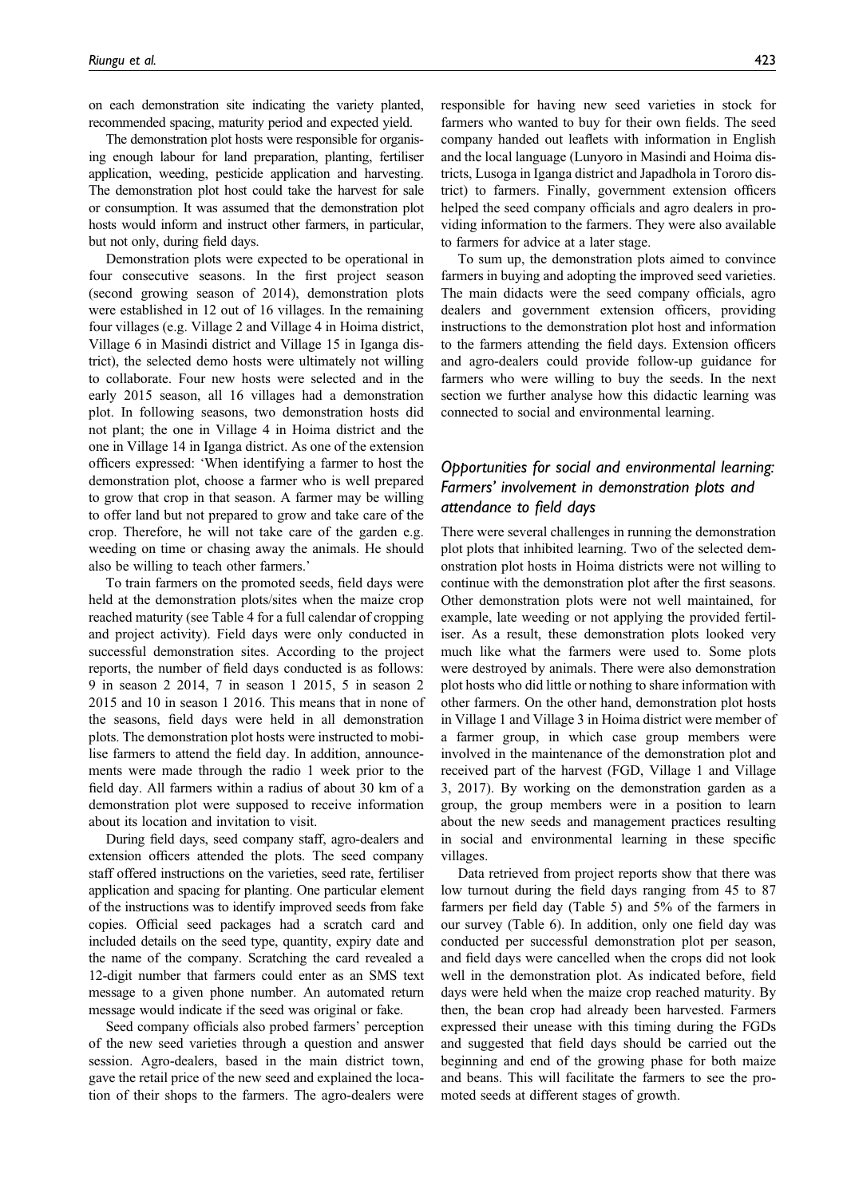on each demonstration site indicating the variety planted, recommended spacing, maturity period and expected yield.

The demonstration plot hosts were responsible for organising enough labour for land preparation, planting, fertiliser application, weeding, pesticide application and harvesting. The demonstration plot host could take the harvest for sale or consumption. It was assumed that the demonstration plot hosts would inform and instruct other farmers, in particular, but not only, during field days.

Demonstration plots were expected to be operational in four consecutive seasons. In the first project season (second growing season of 2014), demonstration plots were established in 12 out of 16 villages. In the remaining four villages (e.g. Village 2 and Village 4 in Hoima district, Village 6 in Masindi district and Village 15 in Iganga district), the selected demo hosts were ultimately not willing to collaborate. Four new hosts were selected and in the early 2015 season, all 16 villages had a demonstration plot. In following seasons, two demonstration hosts did not plant; the one in Village 4 in Hoima district and the one in Village 14 in Iganga district. As one of the extension officers expressed: 'When identifying a farmer to host the demonstration plot, choose a farmer who is well prepared to grow that crop in that season. A farmer may be willing to offer land but not prepared to grow and take care of the crop. Therefore, he will not take care of the garden e.g. weeding on time or chasing away the animals. He should also be willing to teach other farmers.'

To train farmers on the promoted seeds, field days were held at the demonstration plots/sites when the maize crop reached maturity (see Table 4 for a full calendar of cropping and project activity). Field days were only conducted in successful demonstration sites. According to the project reports, the number of field days conducted is as follows: 9 in season 2 2014, 7 in season 1 2015, 5 in season 2 2015 and 10 in season 1 2016. This means that in none of the seasons, field days were held in all demonstration plots. The demonstration plot hosts were instructed to mobilise farmers to attend the field day. In addition, announcements were made through the radio 1 week prior to the field day. All farmers within a radius of about 30 km of a demonstration plot were supposed to receive information about its location and invitation to visit.

During field days, seed company staff, agro-dealers and extension officers attended the plots. The seed company staff offered instructions on the varieties, seed rate, fertiliser application and spacing for planting. One particular element of the instructions was to identify improved seeds from fake copies. Official seed packages had a scratch card and included details on the seed type, quantity, expiry date and the name of the company. Scratching the card revealed a 12-digit number that farmers could enter as an SMS text message to a given phone number. An automated return message would indicate if the seed was original or fake.

Seed company officials also probed farmers' perception of the new seed varieties through a question and answer session. Agro-dealers, based in the main district town, gave the retail price of the new seed and explained the location of their shops to the farmers. The agro-dealers were responsible for having new seed varieties in stock for farmers who wanted to buy for their own fields. The seed company handed out leaflets with information in English and the local language (Lunyoro in Masindi and Hoima districts, Lusoga in Iganga district and Japadhola in Tororo district) to farmers. Finally, government extension officers helped the seed company officials and agro dealers in providing information to the farmers. They were also available to farmers for advice at a later stage.

To sum up, the demonstration plots aimed to convince farmers in buying and adopting the improved seed varieties. The main didacts were the seed company officials, agro dealers and government extension officers, providing instructions to the demonstration plot host and information to the farmers attending the field days. Extension officers and agro-dealers could provide follow-up guidance for farmers who were willing to buy the seeds. In the next section we further analyse how this didactic learning was connected to social and environmental learning.

### *Opportunities for social and environmental learning: Farmers' involvement in demonstration plots and attendance to field days*

There were several challenges in running the demonstration plot plots that inhibited learning. Two of the selected demonstration plot hosts in Hoima districts were not willing to continue with the demonstration plot after the first seasons. Other demonstration plots were not well maintained, for example, late weeding or not applying the provided fertiliser. As a result, these demonstration plots looked very much like what the farmers were used to. Some plots were destroyed by animals. There were also demonstration plot hosts who did little or nothing to share information with other farmers. On the other hand, demonstration plot hosts in Village 1 and Village 3 in Hoima district were member of a farmer group, in which case group members were involved in the maintenance of the demonstration plot and received part of the harvest (FGD, Village 1 and Village 3, 2017). By working on the demonstration garden as a group, the group members were in a position to learn about the new seeds and management practices resulting in social and environmental learning in these specific villages.

Data retrieved from project reports show that there was low turnout during the field days ranging from 45 to 87 farmers per field day (Table 5) and 5% of the farmers in our survey (Table 6). In addition, only one field day was conducted per successful demonstration plot per season, and field days were cancelled when the crops did not look well in the demonstration plot. As indicated before, field days were held when the maize crop reached maturity. By then, the bean crop had already been harvested. Farmers expressed their unease with this timing during the FGDs and suggested that field days should be carried out the beginning and end of the growing phase for both maize and beans. This will facilitate the farmers to see the promoted seeds at different stages of growth.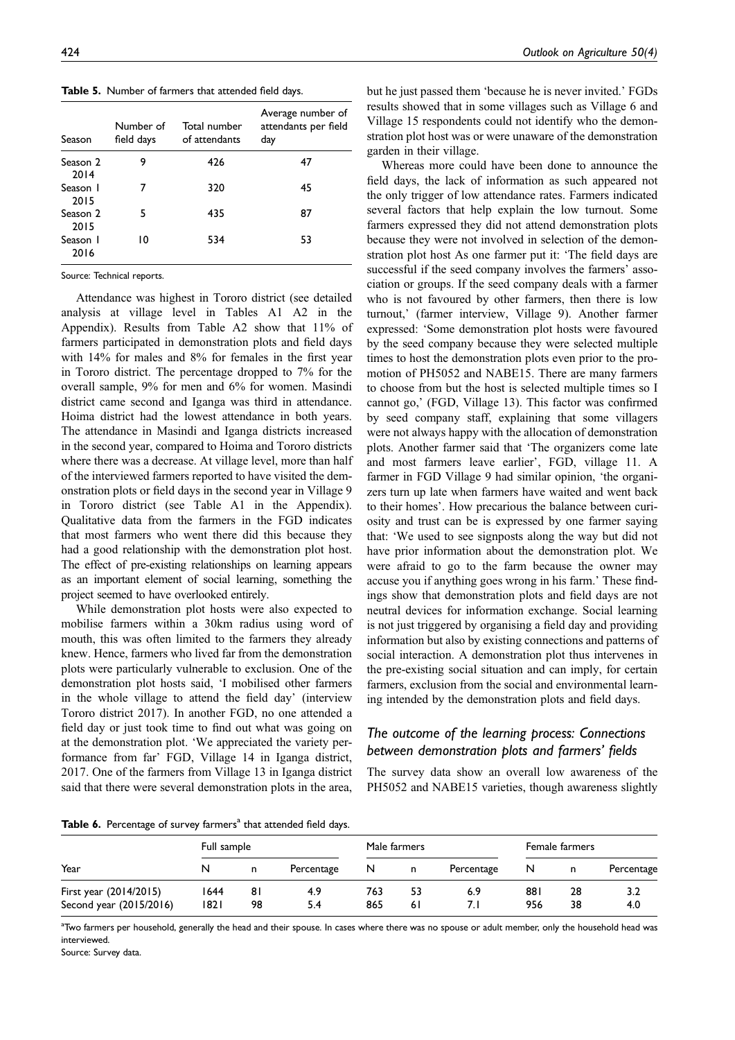**Table 5.** Number of farmers that attended field days.

| Season | Number of field days | Total number of attendants | Average number of attendants per field day |
|---|---|---|---|
| Season 2 2014 | 9 | 426 | 47 |
| Season 1 2015 | 7 | 320 | 45 |
| Season 2 2015 | 5 | 435 | 87 |
| Season 1 2016 | 10 | 534 | 53 |

Source: Technical reports.

Attendance was highest in Tororo district (see detailed analysis at village level in Tables A1 A2 in the Appendix). Results from Table A2 show that 11% of farmers participated in demonstration plots and field days with 14% for males and 8% for females in the first year in Tororo district. The percentage dropped to 7% for the overall sample, 9% for men and 6% for women. Masindi district came second and Iganga was third in attendance. Hoima district had the lowest attendance in both years. The attendance in Masindi and Iganga districts increased in the second year, compared to Hoima and Tororo districts where there was a decrease. At village level, more than half of the interviewed farmers reported to have visited the demonstration plots or field days in the second year in Village 9 in Tororo district (see Table A1 in the Appendix). Qualitative data from the farmers in the FGD indicates that most farmers who went there did this because they had a good relationship with the demonstration plot host. The effect of pre-existing relationships on learning appears as an important element of social learning, something the project seemed to have overlooked entirely.

While demonstration plot hosts were also expected to mobilise farmers within a 30km radius using word of mouth, this was often limited to the farmers they already knew. Hence, farmers who lived far from the demonstration plots were particularly vulnerable to exclusion. One of the demonstration plot hosts said, 'I mobilised other farmers in the whole village to attend the field day' (interview Tororo district 2017). In another FGD, no one attended a field day or just took time to find out what was going on at the demonstration plot. 'We appreciated the variety performance from far' FGD, Village 14 in Iganga district, 2017. One of the farmers from Village 13 in Iganga district said that there were several demonstration plots in the area, but he just passed them 'because he is never invited.' FGDs results showed that in some villages such as Village 6 and Village 15 respondents could not identify who the demonstration plot host was or were unaware of the demonstration garden in their village.

Whereas more could have been done to announce the field days, the lack of information as such appeared not the only trigger of low attendance rates. Farmers indicated several factors that help explain the low turnout. Some farmers expressed they did not attend demonstration plots because they were not involved in selection of the demonstration plot host As one farmer put it: 'The field days are successful if the seed company involves the farmers' association or groups. If the seed company deals with a farmer who is not favoured by other farmers, then there is low turnout,' (farmer interview, Village 9). Another farmer expressed: 'Some demonstration plot hosts were favoured by the seed company because they were selected multiple times to host the demonstration plots even prior to the promotion of PH5052 and NABE15. There are many farmers to choose from but the host is selected multiple times so I cannot go,' (FGD, Village 13). This factor was confirmed by seed company staff, explaining that some villagers were not always happy with the allocation of demonstration plots. Another farmer said that 'The organizers come late and most farmers leave earlier', FGD, village 11. A farmer in FGD Village 9 had similar opinion, 'the organizers turn up late when farmers have waited and went back to their homes'. How precarious the balance between curiosity and trust can be is expressed by one farmer saying that: 'We used to see signposts along the way but did not have prior information about the demonstration plot. We were afraid to go to the farm because the owner may accuse you if anything goes wrong in his farm.' These findings show that demonstration plots and field days are not neutral devices for information exchange. Social learning is not just triggered by organising a field day and providing information but also by existing connections and patterns of social interaction. A demonstration plot thus intervenes in the pre-existing social situation and can imply, for certain farmers, exclusion from the social and environmental learning intended by the demonstration plots and field days.

### The outcome of the learning process: Connections between demonstration plots and farmers' fields

The survey data show an overall low awareness of the PH5052 and NABE15 varieties, though awareness slightly

**Table 6.** Percentage of survey farmers[a] that attended field days.

| Year | Full sample | | | Male farmers | | | Female farmers | | |
|---|---|---|---|---|---|---|---|---|---|
| | N | n | Percentage | N | n | Percentage | N | n | Percentage |
| First year (2014/2015) | 1644 | 81 | 4.9 | 763 | 53 | 6.9 | 881 | 28 | 3.2 |
| Second year (2015/2016) | 1821 | 98 | 5.4 | 865 | 61 | 7.1 | 956 | 38 | 4.0 |

[a]Two farmers per household, generally the head and their spouse. In cases where there was no spouse or adult member, only the household head was interviewed.

Source: Survey data.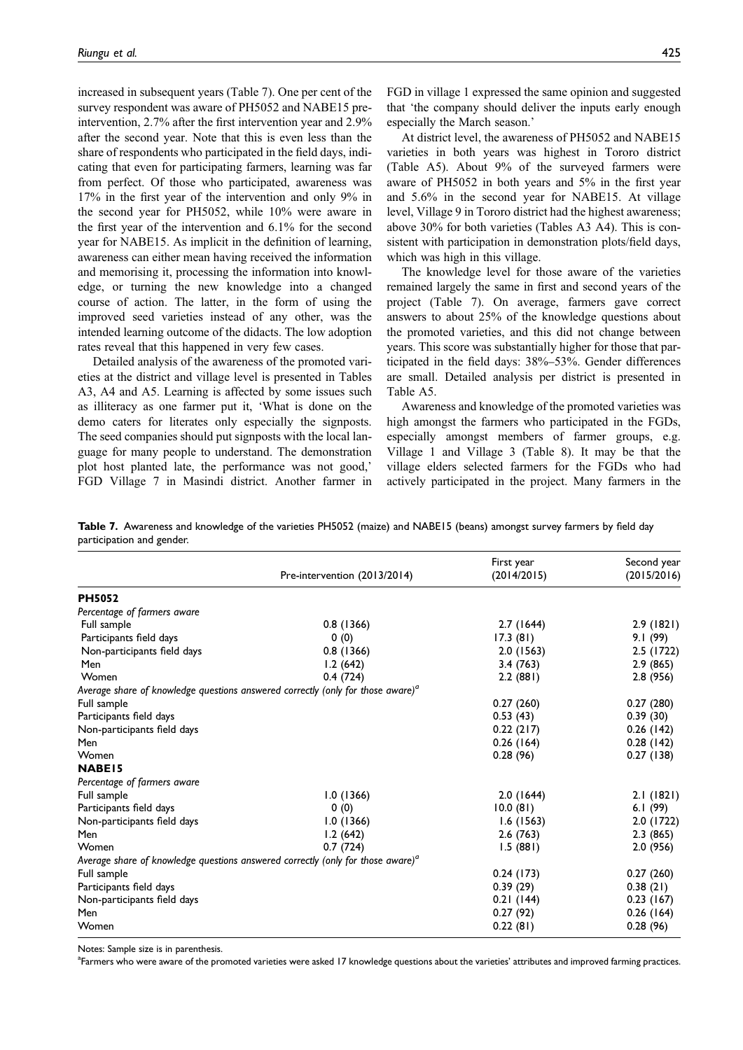increased in subsequent years (Table 7). One per cent of the survey respondent was aware of PH5052 and NABE15 pre-intervention, 2.7% after the first intervention year and 2.9% after the second year. Note that this is even less than the share of respondents who participated in the field days, indicating that even for participating farmers, learning was far from perfect. Of those who participated, awareness was 17% in the first year of the intervention and only 9% in the second year for PH5052, while 10% were aware in the first year of the intervention and 6.1% for the second year for NABE15. As implicit in the definition of learning, awareness can either mean having received the information and memorising it, processing the information into knowledge, or turning the new knowledge into a changed course of action. The latter, in the form of using the improved seed varieties instead of any other, was the intended learning outcome of the didacts. The low adoption rates reveal that this happened in very few cases.

Detailed analysis of the awareness of the promoted varieties at the district and village level is presented in Tables A3, A4 and A5. Learning is affected by some issues such as illiteracy as one farmer put it, 'What is done on the demo caters for literates only especially the signposts. The seed companies should put signposts with the local language for many people to understand. The demonstration plot host planted late, the performance was not good,' FGD Village 7 in Masindi district. Another farmer in FGD in village 1 expressed the same opinion and suggested that 'the company should deliver the inputs early enough especially the March season.'

At district level, the awareness of PH5052 and NABE15 varieties in both years was highest in Tororo district (Table A5). About 9% of the surveyed farmers were aware of PH5052 in both years and 5% in the first year and 5.6% in the second year for NABE15. At village level, Village 9 in Tororo district had the highest awareness; above 30% for both varieties (Tables A3 A4). This is consistent with participation in demonstration plots/field days, which was high in this village.

The knowledge level for those aware of the varieties remained largely the same in first and second years of the project (Table 7). On average, farmers gave correct answers to about 25% of the knowledge questions about the promoted varieties, and this did not change between years. This score was substantially higher for those that participated in the field days: 38%–53%. Gender differences are small. Detailed analysis per district is presented in Table A5.

Awareness and knowledge of the promoted varieties was high amongst the farmers who participated in the FGDs, especially amongst members of farmer groups, e.g. Village 1 and Village 3 (Table 8). It may be that the village elders selected farmers for the FGDs who had actively participated in the project. Many farmers in the

**Table 7.** Awareness and knowledge of the varieties PH5052 (maize) and NABE15 (beans) amongst survey farmers by field day participation and gender.

| | Pre-intervention (2013/2014) | First year (2014/2015) | Second year (2015/2016) |
|---|---|---|---|
| **PH5052** | | | |
| *Percentage of farmers aware* | | | |
| Full sample | 0.8 (1366) | 2.7 (1644) | 2.9 (1821) |
| Participants field days | 0 (0) | 17.3 (81) | 9.1 (99) |
| Non-participants field days | 0.8 (1366) | 2.0 (1563) | 2.5 (1722) |
| Men | 1.2 (642) | 3.4 (763) | 2.9 (865) |
| Women | 0.4 (724) | 2.2 (881) | 2.8 (956) |
| *Average share of knowledge questions answered correctly (only for those aware)*[a] | | | |
| Full sample | | 0.27 (260) | 0.27 (280) |
| Participants field days | | 0.53 (43) | 0.39 (30) |
| Non-participants field days | | 0.22 (217) | 0.26 (142) |
| Men | | 0.26 (164) | 0.28 (142) |
| Women | | 0.28 (96) | 0.27 (138) |
| **NABE15** | | | |
| *Percentage of farmers aware* | | | |
| Full sample | 1.0 (1366) | 2.0 (1644) | 2.1 (1821) |
| Participants field days | 0 (0) | 10.0 (81) | 6.1 (99) |
| Non-participants field days | 1.0 (1366) | 1.6 (1563) | 2.0 (1722) |
| Men | 1.2 (642) | 2.6 (763) | 2.3 (865) |
| Women | 0.7 (724) | 1.5 (881) | 2.0 (956) |
| *Average share of knowledge questions answered correctly (only for those aware)*[a] | | | |
| Full sample | | 0.24 (173) | 0.27 (260) |
| Participants field days | | 0.39 (29) | 0.38 (21) |
| Non-participants field days | | 0.21 (144) | 0.23 (167) |
| Men | | 0.27 (92) | 0.26 (164) |
| Women | | 0.22 (81) | 0.28 (96) |

Notes: Sample size is in parenthesis.
[a]Farmers who were aware of the promoted varieties were asked 17 knowledge questions about the varieties' attributes and improved farming practices.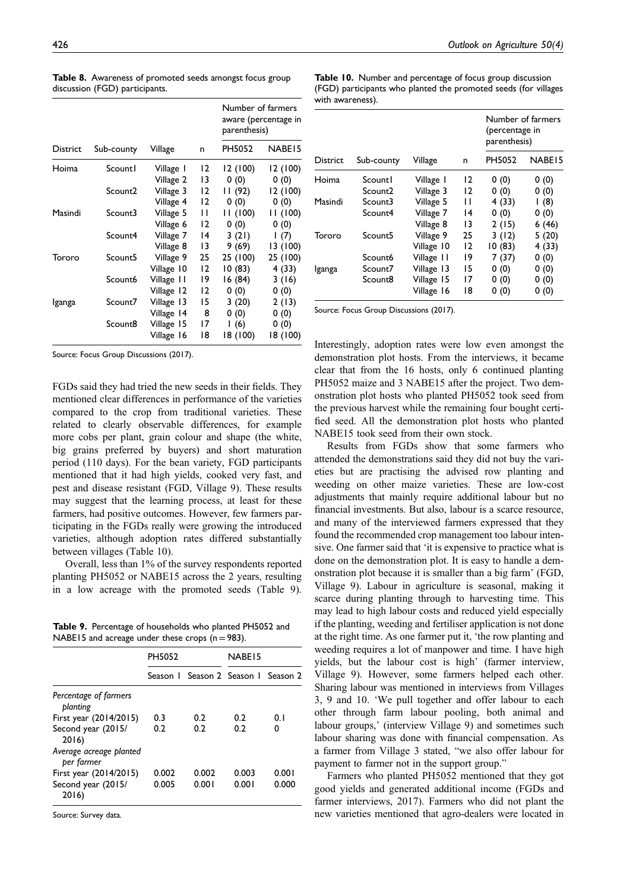**Table 8.** Awareness of promoted seeds amongst focus group discussion (FGD) participants.

| District | Sub-county | Village | n | Number of farmers aware (percentage in parenthesis) | |
|---|---|---|---|---|---|
| | | | | PH5052 | NABE15 |
| Hoima | Scount1 | Village 1 | 12 | 12 (100) | 12 (100) |
| | | Village 2 | 13 | 0 (0) | 0 (0) |
| | Scount2 | Village 3 | 12 | 11 (92) | 12 (100) |
| | | Village 4 | 12 | 0 (0) | 0 (0) |
| Masindi | Scount3 | Village 5 | 11 | 11 (100) | 11 (100) |
| | | Village 6 | 12 | 0 (0) | 0 (0) |
| | Scount4 | Village 7 | 14 | 3 (21) | 1 (7) |
| | | Village 8 | 13 | 9 (69) | 13 (100) |
| Tororo | Scount5 | Village 9 | 25 | 25 (100) | 25 (100) |
| | | Village 10 | 12 | 10 (83) | 4 (33) |
| | Scount6 | Village 11 | 19 | 16 (84) | 3 (16) |
| | | Village 12 | 12 | 0 (0) | 0 (0) |
| Iganga | Scount7 | Village 13 | 15 | 3 (20) | 2 (13) |
| | | Village 14 | 8 | 0 (0) | 0 (0) |
| | Scount8 | Village 15 | 17 | 1 (6) | 0 (0) |
| | | Village 16 | 18 | 18 (100) | 18 (100) |

Source: Focus Group Discussions (2017).

FGDs said they had tried the new seeds in their fields. They mentioned clear differences in performance of the varieties compared to the crop from traditional varieties. These related to clearly observable differences, for example more cobs per plant, grain colour and shape (the white, big grains preferred by buyers) and short maturation period (110 days). For the bean variety, FGD participants mentioned that it had high yields, cooked very fast, and pest and disease resistant (FGD, Village 9). These results may suggest that the learning process, at least for these farmers, had positive outcomes. However, few farmers participating in the FGDs really were growing the introduced varieties, although adoption rates differed substantially between villages (Table 10).

Overall, less than 1% of the survey respondents reported planting PH5052 or NABE15 across the 2 years, resulting in a low acreage with the promoted seeds (Table 9).

**Table 9.** Percentage of households who planted PH5052 and NABE15 and acreage under these crops (n = 983).

| | PH5052 | | NABE15 | |
|---|---|---|---|---|
| | Season 1 | Season 2 | Season 1 | Season 2 |
| *Percentage of farmers planting* | | | | |
| First year (2014/2015) | 0.3 | 0.2 | 0.2 | 0.1 |
| Second year (2015/2016) | 0.2 | 0.2 | 0.2 | 0 |
| *Average acreage planted per farmer* | | | | |
| First year (2014/2015) | 0.002 | 0.002 | 0.003 | 0.001 |
| Second year (2015/2016) | 0.005 | 0.001 | 0.001 | 0.000 |

Source: Survey data.

**Table 10.** Number and percentage of focus group discussion (FGD) participants who planted the promoted seeds (for villages with awareness).

| District | Sub-county | Village | n | Number of farmers (percentage in parenthesis) | |
|---|---|---|---|---|---|
| | | | | PH5052 | NABE15 |
| Hoima | Scount1 | Village 1 | 12 | 0 (0) | 0 (0) |
| | Scount2 | Village 3 | 12 | 0 (0) | 0 (0) |
| Masindi | Scount3 | Village 5 | 11 | 4 (33) | 1 (8) |
| | Scount4 | Village 7 | 14 | 0 (0) | 0 (0) |
| | | Village 8 | 13 | 2 (15) | 6 (46) |
| Tororo | Scount5 | Village 9 | 25 | 3 (12) | 5 (20) |
| | | Village 10 | 12 | 10 (83) | 4 (33) |
| | Scount6 | Village 11 | 19 | 7 (37) | 0 (0) |
| Iganga | Scount7 | Village 13 | 15 | 0 (0) | 0 (0) |
| | Scount8 | Village 15 | 17 | 0 (0) | 0 (0) |
| | | Village 16 | 18 | 0 (0) | 0 (0) |

Source: Focus Group Discussions (2017).

Interestingly, adoption rates were low even amongst the demonstration plot hosts. From the interviews, it became clear that from the 16 hosts, only 6 continued planting PH5052 maize and 3 NABE15 after the project. Two demonstration plot hosts who planted PH5052 took seed from the previous harvest while the remaining four bought certified seed. All the demonstration plot hosts who planted NABE15 took seed from their own stock.

Results from FGDs show that some farmers who attended the demonstrations said they did not buy the varieties but are practising the advised row planting and weeding on other maize varieties. These are low-cost adjustments that mainly require additional labour but no financial investments. But also, labour is a scarce resource, and many of the interviewed farmers expressed that they found the recommended crop management too labour intensive. One farmer said that 'it is expensive to practice what is done on the demonstration plot. It is easy to handle a demonstration plot because it is smaller than a big farm' (FGD, Village 9). Labour in agriculture is seasonal, making it scarce during planting through to harvesting time. This may lead to high labour costs and reduced yield especially if the planting, weeding and fertiliser application is not done at the right time. As one farmer put it, 'the row planting and weeding requires a lot of manpower and time. I have high yields, but the labour cost is high' (farmer interview, Village 9). However, some farmers helped each other. Sharing labour was mentioned in interviews from Villages 3, 9 and 10. 'We pull together and offer labour to each other through farm labour pooling, both animal and labour groups,' (interview Village 9) and sometimes such labour sharing was done with financial compensation. As a farmer from Village 3 stated, "we also offer labour for payment to farmer not in the support group."

Farmers who planted PH5052 mentioned that they got good yields and generated additional income (FGDs and farmer interviews, 2017). Farmers who did not plant the new varieties mentioned that agro-dealers were located in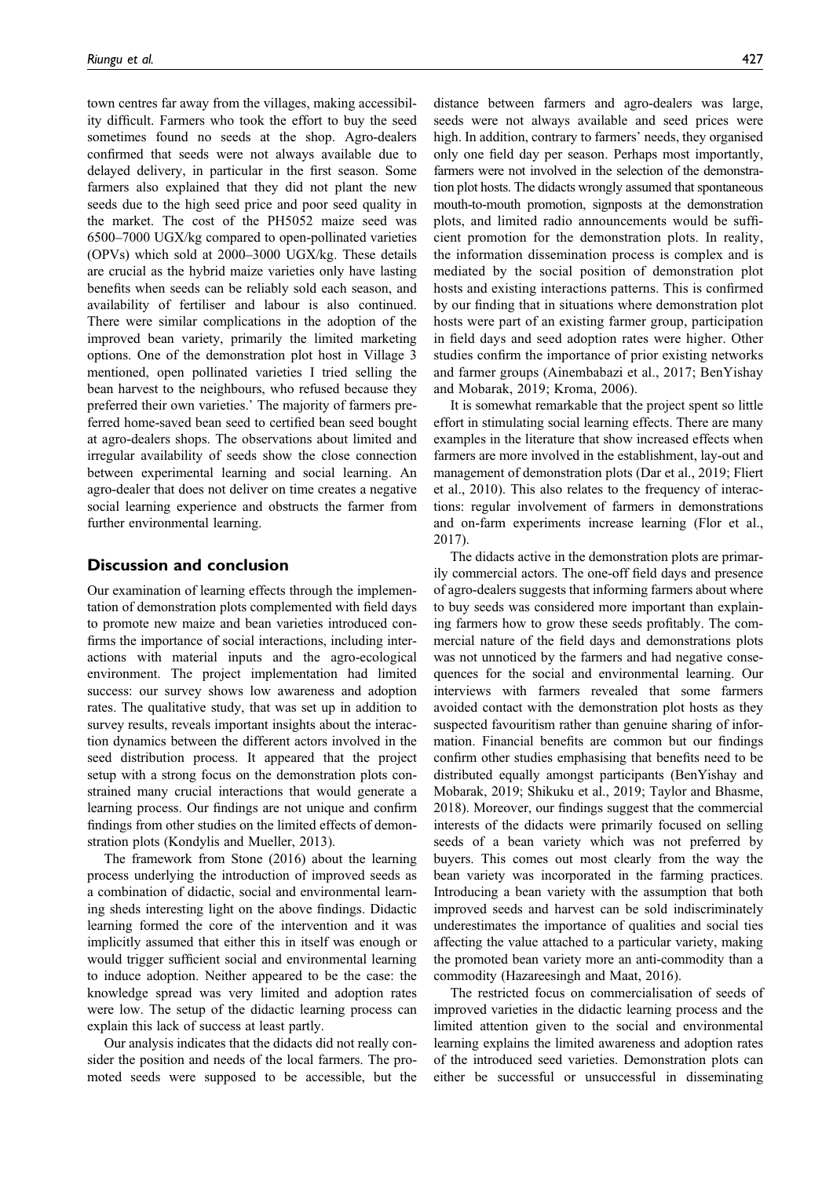town centres far away from the villages, making accessibility difficult. Farmers who took the effort to buy the seed sometimes found no seeds at the shop. Agro-dealers confirmed that seeds were not always available due to delayed delivery, in particular in the first season. Some farmers also explained that they did not plant the new seeds due to the high seed price and poor seed quality in the market. The cost of the PH5052 maize seed was 6500–7000 UGX/kg compared to open-pollinated varieties (OPVs) which sold at 2000–3000 UGX/kg. These details are crucial as the hybrid maize varieties only have lasting benefits when seeds can be reliably sold each season, and availability of fertiliser and labour is also continued. There were similar complications in the adoption of the improved bean variety, primarily the limited marketing options. One of the demonstration plot host in Village 3 mentioned, open pollinated varieties I tried selling the bean harvest to the neighbours, who refused because they preferred their own varieties.' The majority of farmers preferred home-saved bean seed to certified bean seed bought at agro-dealers shops. The observations about limited and irregular availability of seeds show the close connection between experimental learning and social learning. An agro-dealer that does not deliver on time creates a negative social learning experience and obstructs the farmer from further environmental learning.

## Discussion and conclusion

Our examination of learning effects through the implementation of demonstration plots complemented with field days to promote new maize and bean varieties introduced confirms the importance of social interactions, including interactions with material inputs and the agro-ecological environment. The project implementation had limited success: our survey shows low awareness and adoption rates. The qualitative study, that was set up in addition to survey results, reveals important insights about the interaction dynamics between the different actors involved in the seed distribution process. It appeared that the project setup with a strong focus on the demonstration plots constrained many crucial interactions that would generate a learning process. Our findings are not unique and confirm findings from other studies on the limited effects of demonstration plots (Kondylis and Mueller, 2013).

The framework from Stone (2016) about the learning process underlying the introduction of improved seeds as a combination of didactic, social and environmental learning sheds interesting light on the above findings. Didactic learning formed the core of the intervention and it was implicitly assumed that either this in itself was enough or would trigger sufficient social and environmental learning to induce adoption. Neither appeared to be the case: the knowledge spread was very limited and adoption rates were low. The setup of the didactic learning process can explain this lack of success at least partly.

Our analysis indicates that the didacts did not really consider the position and needs of the local farmers. The promoted seeds were supposed to be accessible, but the distance between farmers and agro-dealers was large, seeds were not always available and seed prices were high. In addition, contrary to farmers' needs, they organised only one field day per season. Perhaps most importantly, farmers were not involved in the selection of the demonstration plot hosts. The didacts wrongly assumed that spontaneous mouth-to-mouth promotion, signposts at the demonstration plots, and limited radio announcements would be sufficient promotion for the demonstration plots. In reality, the information dissemination process is complex and is mediated by the social position of demonstration plot hosts and existing interactions patterns. This is confirmed by our finding that in situations where demonstration plot hosts were part of an existing farmer group, participation in field days and seed adoption rates were higher. Other studies confirm the importance of prior existing networks and farmer groups (Ainembabazi et al., 2017; BenYishay and Mobarak, 2019; Kroma, 2006).

It is somewhat remarkable that the project spent so little effort in stimulating social learning effects. There are many examples in the literature that show increased effects when farmers are more involved in the establishment, lay-out and management of demonstration plots (Dar et al., 2019; Fliert et al., 2010). This also relates to the frequency of interactions: regular involvement of farmers in demonstrations and on-farm experiments increase learning (Flor et al., 2017).

The didacts active in the demonstration plots are primarily commercial actors. The one-off field days and presence of agro-dealers suggests that informing farmers about where to buy seeds was considered more important than explaining farmers how to grow these seeds profitably. The commercial nature of the field days and demonstrations plots was not unnoticed by the farmers and had negative consequences for the social and environmental learning. Our interviews with farmers revealed that some farmers avoided contact with the demonstration plot hosts as they suspected favouritism rather than genuine sharing of information. Financial benefits are common but our findings confirm other studies emphasising that benefits need to be distributed equally amongst participants (BenYishay and Mobarak, 2019; Shikuku et al., 2019; Taylor and Bhasme, 2018). Moreover, our findings suggest that the commercial interests of the didacts were primarily focused on selling seeds of a bean variety which was not preferred by buyers. This comes out most clearly from the way the bean variety was incorporated in the farming practices. Introducing a bean variety with the assumption that both improved seeds and harvest can be sold indiscriminately underestimates the importance of qualities and social ties affecting the value attached to a particular variety, making the promoted bean variety more an anti-commodity than a commodity (Hazareesingh and Maat, 2016).

The restricted focus on commercialisation of seeds of improved varieties in the didactic learning process and the limited attention given to the social and environmental learning explains the limited awareness and adoption rates of the introduced seed varieties. Demonstration plots can either be successful or unsuccessful in disseminating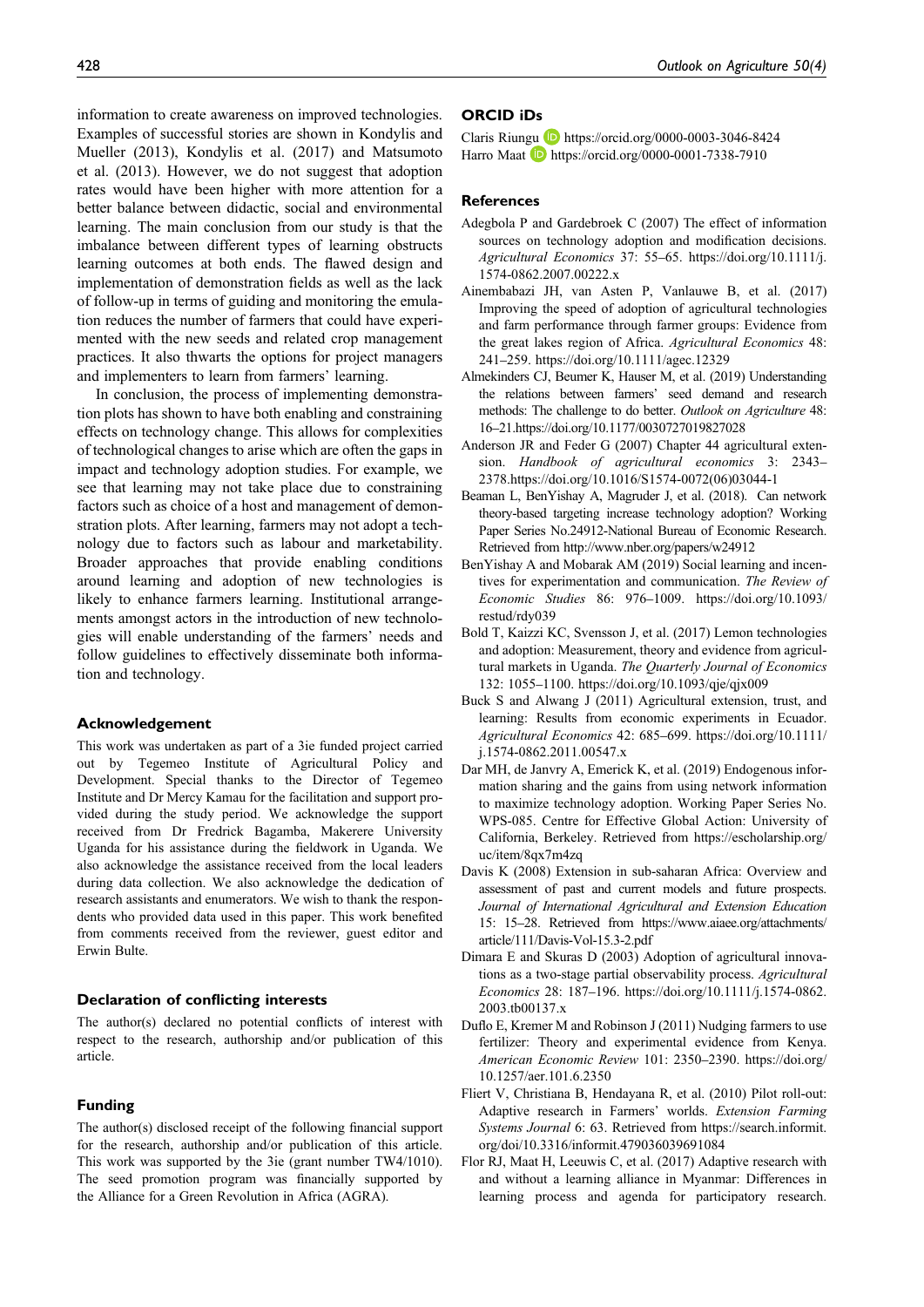information to create awareness on improved technologies. Examples of successful stories are shown in Kondylis and Mueller (2013), Kondylis et al. (2017) and Matsumoto et al. (2013). However, we do not suggest that adoption rates would have been higher with more attention for a better balance between didactic, social and environmental learning. The main conclusion from our study is that the imbalance between different types of learning obstructs learning outcomes at both ends. The flawed design and implementation of demonstration fields as well as the lack of follow-up in terms of guiding and monitoring the emulation reduces the number of farmers that could have experimented with the new seeds and related crop management practices. It also thwarts the options for project managers and implementers to learn from farmers' learning.

In conclusion, the process of implementing demonstration plots has shown to have both enabling and constraining effects on technology change. This allows for complexities of technological changes to arise which are often the gaps in impact and technology adoption studies. For example, we see that learning may not take place due to constraining factors such as choice of a host and management of demonstration plots. After learning, farmers may not adopt a technology due to factors such as labour and marketability. Broader approaches that provide enabling conditions around learning and adoption of new technologies is likely to enhance farmers learning. Institutional arrangements amongst actors in the introduction of new technologies will enable understanding of the farmers' needs and follow guidelines to effectively disseminate both information and technology.

## Acknowledgement

This work was undertaken as part of a 3ie funded project carried out by Tegemeo Institute of Agricultural Policy and Development. Special thanks to the Director of Tegemeo Institute and Dr Mercy Kamau for the facilitation and support provided during the study period. We acknowledge the support received from Dr Fredrick Bagamba, Makerere University Uganda for his assistance during the fieldwork in Uganda. We also acknowledge the assistance received from the local leaders during data collection. We also acknowledge the dedication of research assistants and enumerators. We wish to thank the respondents who provided data used in this paper. This work benefited from comments received from the reviewer, guest editor and Erwin Bulte.

## Declaration of conflicting interests

The author(s) declared no potential conflicts of interest with respect to the research, authorship and/or publication of this article.

## Funding

The author(s) disclosed receipt of the following financial support for the research, authorship and/or publication of this article. This work was supported by the 3ie (grant number TW4/1010). The seed promotion program was financially supported by the Alliance for a Green Revolution in Africa (AGRA).

## ORCID iDs

Claris Riungu https://orcid.org/0000-0003-3046-8424
Harro Maat https://orcid.org/0000-0001-7338-7910

## References

Adegbola P and Gardebroek C (2007) The effect of information sources on technology adoption and modification decisions. *Agricultural Economics* 37: 55–65. https://doi.org/10.1111/j.1574-0862.2007.00222.x

Ainembabazi JH, van Asten P, Vanlauwe B, et al. (2017) Improving the speed of adoption of agricultural technologies and farm performance through farmer groups: Evidence from the great lakes region of Africa. *Agricultural Economics* 48: 241–259. https://doi.org/10.1111/agec.12329

Almekinders CJ, Beumer K, Hauser M, et al. (2019) Understanding the relations between farmers' seed demand and research methods: The challenge to do better. *Outlook on Agriculture* 48: 16–21.https://doi.org/10.1177/0030727019827028

Anderson JR and Feder G (2007) Chapter 44 agricultural extension. *Handbook of agricultural economics* 3: 2343–2378.https://doi.org/10.1016/S1574-0072(06)03044-1

Beaman L, BenYishay A, Magruder J, et al. (2018). Can network theory-based targeting increase technology adoption? Working Paper Series No.24912-National Bureau of Economic Research. Retrieved from http://www.nber.org/papers/w24912

BenYishay A and Mobarak AM (2019) Social learning and incentives for experimentation and communication. *The Review of Economic Studies* 86: 976–1009. https://doi.org/10.1093/restud/rdy039

Bold T, Kaizzi KC, Svensson J, et al. (2017) Lemon technologies and adoption: Measurement, theory and evidence from agricultural markets in Uganda. *The Quarterly Journal of Economics* 132: 1055–1100. https://doi.org/10.1093/qje/qjx009

Buck S and Alwang J (2011) Agricultural extension, trust, and learning: Results from economic experiments in Ecuador. *Agricultural Economics* 42: 685–699. https://doi.org/10.1111/j.1574-0862.2011.00547.x

Dar MH, de Janvry A, Emerick K, et al. (2019) Endogenous information sharing and the gains from using network information to maximize technology adoption. Working Paper Series No. WPS-085. Centre for Effective Global Action: University of California, Berkeley. Retrieved from https://escholarship.org/uc/item/8qx7m4zq

Davis K (2008) Extension in sub-saharan Africa: Overview and assessment of past and current models and future prospects. *Journal of International Agricultural and Extension Education* 15: 15–28. Retrieved from https://www.aiaee.org/attachments/article/111/Davis-Vol-15.3-2.pdf

Dimara E and Skuras D (2003) Adoption of agricultural innovations as a two-stage partial observability process. *Agricultural Economics* 28: 187–196. https://doi.org/10.1111/j.1574-0862.2003.tb00137.x

Duflo E, Kremer M and Robinson J (2011) Nudging farmers to use fertilizer: Theory and experimental evidence from Kenya. *American Economic Review* 101: 2350–2390. https://doi.org/10.1257/aer.101.6.2350

Fliert V, Christiana B, Hendayana R, et al. (2010) Pilot roll-out: Adaptive research in Farmers' worlds. *Extension Farming Systems Journal* 6: 63. Retrieved from https://search.informit.org/doi/10.3316/informit.479036039691084

Flor RJ, Maat H, Leeuwis C, et al. (2017) Adaptive research with and without a learning alliance in Myanmar: Differences in learning process and agenda for participatory research.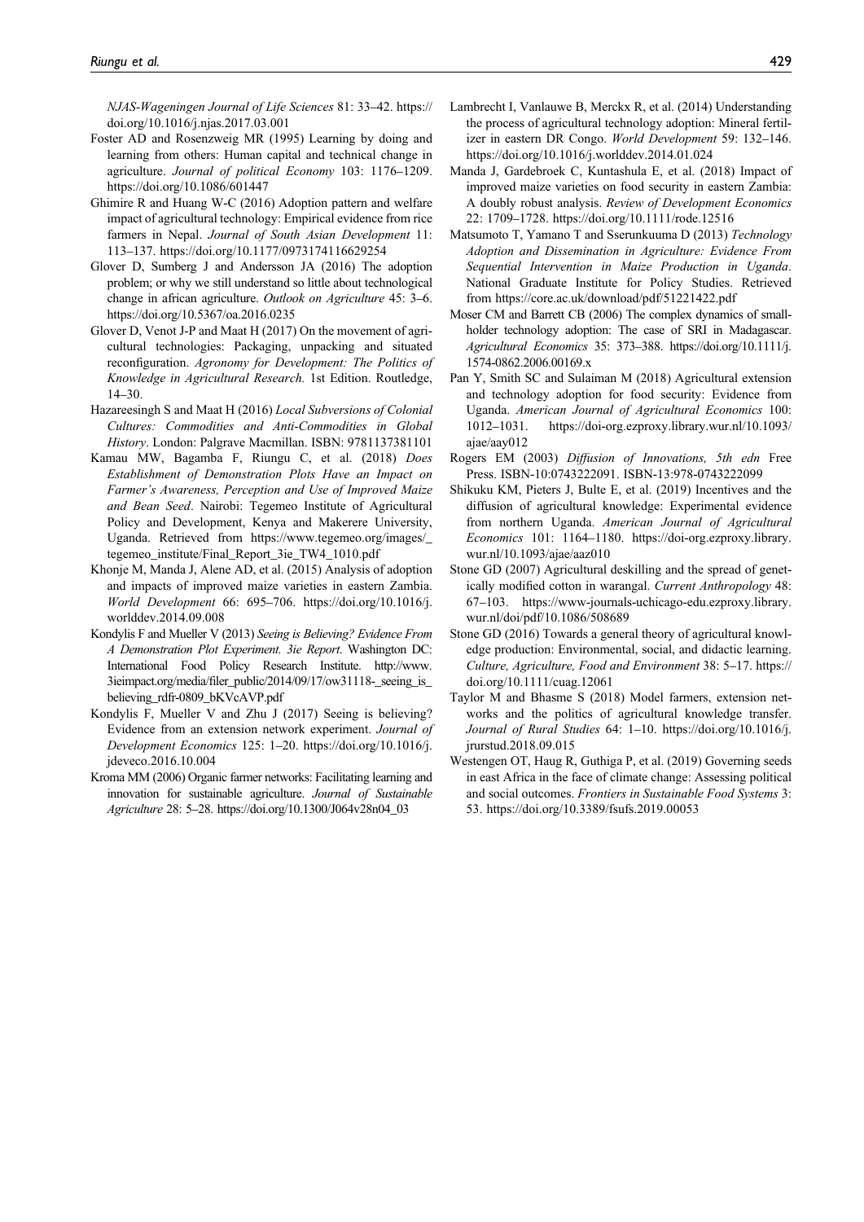NJAS-Wageningen Journal of Life Sciences 81: 33–42. https://doi.org/10.1016/j.njas.2017.03.001

Foster AD and Rosenzweig MR (1995) Learning by doing and learning from others: Human capital and technical change in agriculture. *Journal of political Economy* 103: 1176–1209. https://doi.org/10.1086/601447

Ghimire R and Huang W-C (2016) Adoption pattern and welfare impact of agricultural technology: Empirical evidence from rice farmers in Nepal. *Journal of South Asian Development* 11: 113–137. https://doi.org/10.1177/0973174116629254

Glover D, Sumberg J and Andersson JA (2016) The adoption problem; or why we still understand so little about technological change in african agriculture. *Outlook on Agriculture* 45: 3–6. https://doi.org/10.5367/oa.2016.0235

Glover D, Venot J-P and Maat H (2017) On the movement of agricultural technologies: Packaging, unpacking and situated reconfiguration. *Agronomy for Development: The Politics of Knowledge in Agricultural Research.* 1st Edition. Routledge, 14–30.

Hazareesingh S and Maat H (2016) *Local Subversions of Colonial Cultures: Commodities and Anti-Commodities in Global History*. London: Palgrave Macmillan. ISBN: 9781137381101

Kamau MW, Bagamba F, Riungu C, et al. (2018) *Does Establishment of Demonstration Plots Have an Impact on Farmer's Awareness, Perception and Use of Improved Maize and Bean Seed*. Nairobi: Tegemeo Institute of Agricultural Policy and Development, Kenya and Makerere University, Uganda. Retrieved from https://www.tegemeo.org/images/_tegemeo_institute/Final_Report_3ie_TW4_1010.pdf

Khonje M, Manda J, Alene AD, et al. (2015) Analysis of adoption and impacts of improved maize varieties in eastern Zambia. *World Development* 66: 695–706. https://doi.org/10.1016/j.worlddev.2014.09.008

Kondylis F and Mueller V (2013) *Seeing is Believing? Evidence From A Demonstration Plot Experiment. 3ie Report*. Washington DC: International Food Policy Research Institute. http://www.3ieimpact.org/media/filer_public/2014/09/17/ow31118-_seeing_is_believing_rdfr-0809_bKVcAVP.pdf

Kondylis F, Mueller V and Zhu J (2017) Seeing is believing? Evidence from an extension network experiment. *Journal of Development Economics* 125: 1–20. https://doi.org/10.1016/j.jdeveco.2016.10.004

Kroma MM (2006) Organic farmer networks: Facilitating learning and innovation for sustainable agriculture. *Journal of Sustainable Agriculture* 28: 5–28. https://doi.org/10.1300/J064v28n04_03

Lambrecht I, Vanlauwe B, Merckx R, et al. (2014) Understanding the process of agricultural technology adoption: Mineral fertilizer in eastern DR Congo. *World Development* 59: 132–146. https://doi.org/10.1016/j.worlddev.2014.01.024

Manda J, Gardebroek C, Kuntashula E, et al. (2018) Impact of improved maize varieties on food security in eastern Zambia: A doubly robust analysis. *Review of Development Economics* 22: 1709–1728. https://doi.org/10.1111/rode.12516

Matsumoto T, Yamano T and Sserunkuuma D (2013) *Technology Adoption and Dissemination in Agriculture: Evidence From Sequential Intervention in Maize Production in Uganda*. National Graduate Institute for Policy Studies. Retrieved from https://core.ac.uk/download/pdf/51221422.pdf

Moser CM and Barrett CB (2006) The complex dynamics of smallholder technology adoption: The case of SRI in Madagascar. *Agricultural Economics* 35: 373–388. https://doi.org/10.1111/j.1574-0862.2006.00169.x

Pan Y, Smith SC and Sulaiman M (2018) Agricultural extension and technology adoption for food security: Evidence from Uganda. *American Journal of Agricultural Economics* 100: 1012–1031. https://doi-org.ezproxy.library.wur.nl/10.1093/ajae/aay012

Rogers EM (2003) *Diffusion of Innovations, 5th edn* Free Press. ISBN-10:0743222091. ISBN-13:978-0743222099

Shikuku KM, Pieters J, Bulte E, et al. (2019) Incentives and the diffusion of agricultural knowledge: Experimental evidence from northern Uganda. *American Journal of Agricultural Economics* 101: 1164–1180. https://doi-org.ezproxy.library.wur.nl/10.1093/ajae/aaz010

Stone GD (2007) Agricultural deskilling and the spread of genetically modified cotton in warangal. *Current Anthropology* 48: 67–103. https://www-journals-uchicago-edu.ezproxy.library.wur.nl/doi/pdf/10.1086/508689

Stone GD (2016) Towards a general theory of agricultural knowledge production: Environmental, social, and didactic learning. *Culture, Agriculture, Food and Environment* 38: 5–17. https://doi.org/10.1111/cuag.12061

Taylor M and Bhasme S (2018) Model farmers, extension networks and the politics of agricultural knowledge transfer. *Journal of Rural Studies* 64: 1–10. https://doi.org/10.1016/j.jrurstud.2018.09.015

Westengen OT, Haug R, Guthiga P, et al. (2019) Governing seeds in east Africa in the face of climate change: Assessing political and social outcomes. *Frontiers in Sustainable Food Systems* 3: 53. https://doi.org/10.3389/fsufs.2019.00053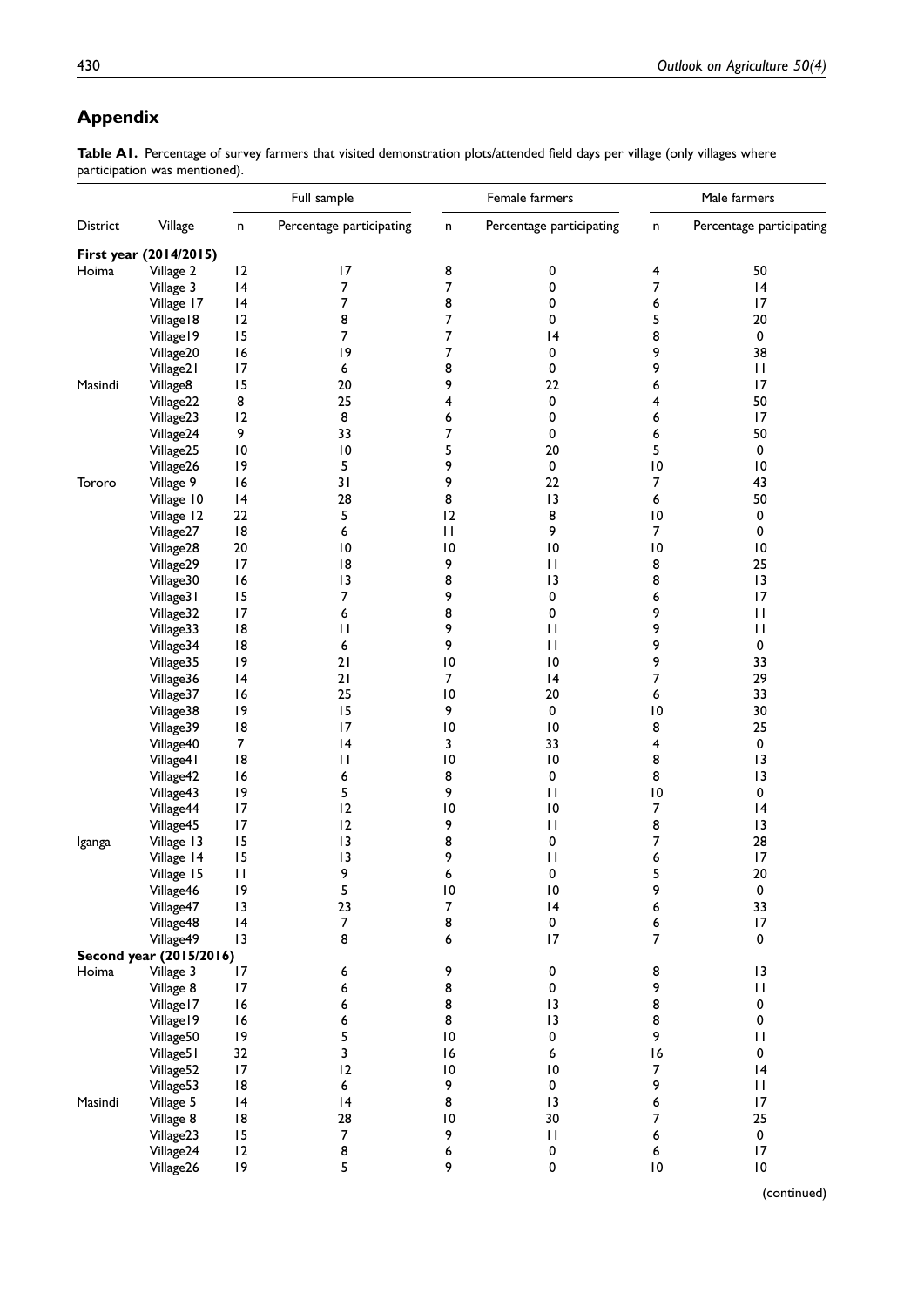## Appendix

**Table A1.** Percentage of survey farmers that visited demonstration plots/attended field days per village (only villages where participation was mentioned).

| District | Village | Full sample | | Female farmers | | Male farmers | |
|---|---|---|---|---|---|---|---|
| | | n | Percentage participating | n | Percentage participating | n | Percentage participating |
| **First year (2014/2015)** | | | | | | | |
| Hoima | Village 2 | 12 | 17 | 8 | 0 | 4 | 50 |
| | Village 3 | 14 | 7 | 7 | 0 | 7 | 14 |
| | Village 17 | 14 | 7 | 8 | 0 | 6 | 17 |
| | Village18 | 12 | 8 | 7 | 0 | 5 | 20 |
| | Village19 | 15 | 7 | 7 | 14 | 8 | 0 |
| | Village20 | 16 | 19 | 7 | 0 | 9 | 38 |
| | Village21 | 17 | 6 | 8 | 0 | 9 | 11 |
| Masindi | Village8 | 15 | 20 | 9 | 22 | 6 | 17 |
| | Village22 | 8 | 25 | 4 | 0 | 4 | 50 |
| | Village23 | 12 | 8 | 6 | 0 | 6 | 17 |
| | Village24 | 9 | 33 | 7 | 0 | 6 | 50 |
| | Village25 | 10 | 10 | 5 | 20 | 5 | 0 |
| | Village26 | 19 | 5 | 9 | 0 | 10 | 10 |
| Tororo | Village 9 | 16 | 31 | 9 | 22 | 7 | 43 |
| | Village 10 | 14 | 28 | 8 | 13 | 6 | 50 |
| | Village 12 | 22 | 5 | 12 | 8 | 10 | 0 |
| | Village27 | 18 | 6 | 11 | 9 | 7 | 0 |
| | Village28 | 20 | 10 | 10 | 10 | 10 | 10 |
| | Village29 | 17 | 18 | 9 | 11 | 8 | 25 |
| | Village30 | 16 | 13 | 8 | 13 | 8 | 13 |
| | Village31 | 15 | 7 | 9 | 0 | 6 | 17 |
| | Village32 | 17 | 6 | 8 | 0 | 9 | 11 |
| | Village33 | 18 | 11 | 9 | 11 | 9 | 11 |
| | Village34 | 18 | 6 | 9 | 11 | 9 | 0 |
| | Village35 | 19 | 21 | 10 | 10 | 9 | 33 |
| | Village36 | 14 | 21 | 7 | 14 | 7 | 29 |
| | Village37 | 16 | 25 | 10 | 20 | 6 | 33 |
| | Village38 | 19 | 15 | 9 | 0 | 10 | 30 |
| | Village39 | 18 | 17 | 10 | 10 | 8 | 25 |
| | Village40 | 7 | 14 | 3 | 33 | 4 | 0 |
| | Village41 | 18 | 11 | 10 | 10 | 8 | 13 |
| | Village42 | 16 | 6 | 8 | 0 | 8 | 13 |
| | Village43 | 19 | 5 | 9 | 11 | 10 | 0 |
| | Village44 | 17 | 12 | 10 | 10 | 7 | 14 |
| | Village45 | 17 | 12 | 9 | 11 | 8 | 13 |
| Iganga | Village 13 | 15 | 13 | 8 | 0 | 7 | 28 |
| | Village 14 | 15 | 13 | 9 | 11 | 6 | 17 |
| | Village 15 | 11 | 9 | 6 | 0 | 5 | 20 |
| | Village46 | 19 | 5 | 10 | 10 | 9 | 0 |
| | Village47 | 13 | 23 | 7 | 14 | 6 | 33 |
| | Village48 | 14 | 7 | 8 | 0 | 6 | 17 |
| | Village49 | 13 | 8 | 6 | 17 | 7 | 0 |
| **Second year (2015/2016)** | | | | | | | |
| Hoima | Village 3 | 17 | 6 | 9 | 0 | 8 | 13 |
| | Village 8 | 17 | 6 | 8 | 0 | 9 | 11 |
| | Village17 | 16 | 6 | 8 | 13 | 8 | 0 |
| | Village19 | 16 | 6 | 8 | 13 | 8 | 0 |
| | Village50 | 19 | 5 | 10 | 0 | 9 | 11 |
| | Village51 | 32 | 3 | 16 | 6 | 16 | 0 |
| | Village52 | 17 | 12 | 10 | 10 | 7 | 14 |
| | Village53 | 18 | 6 | 9 | 0 | 9 | 11 |
| Masindi | Village 5 | 14 | 14 | 8 | 13 | 6 | 17 |
| | Village 8 | 18 | 28 | 10 | 30 | 7 | 25 |
| | Village23 | 15 | 7 | 9 | 11 | 6 | 0 |
| | Village24 | 12 | 8 | 6 | 0 | 6 | 17 |
| | Village26 | 19 | 5 | 9 | 0 | 10 | 10 |

(continued)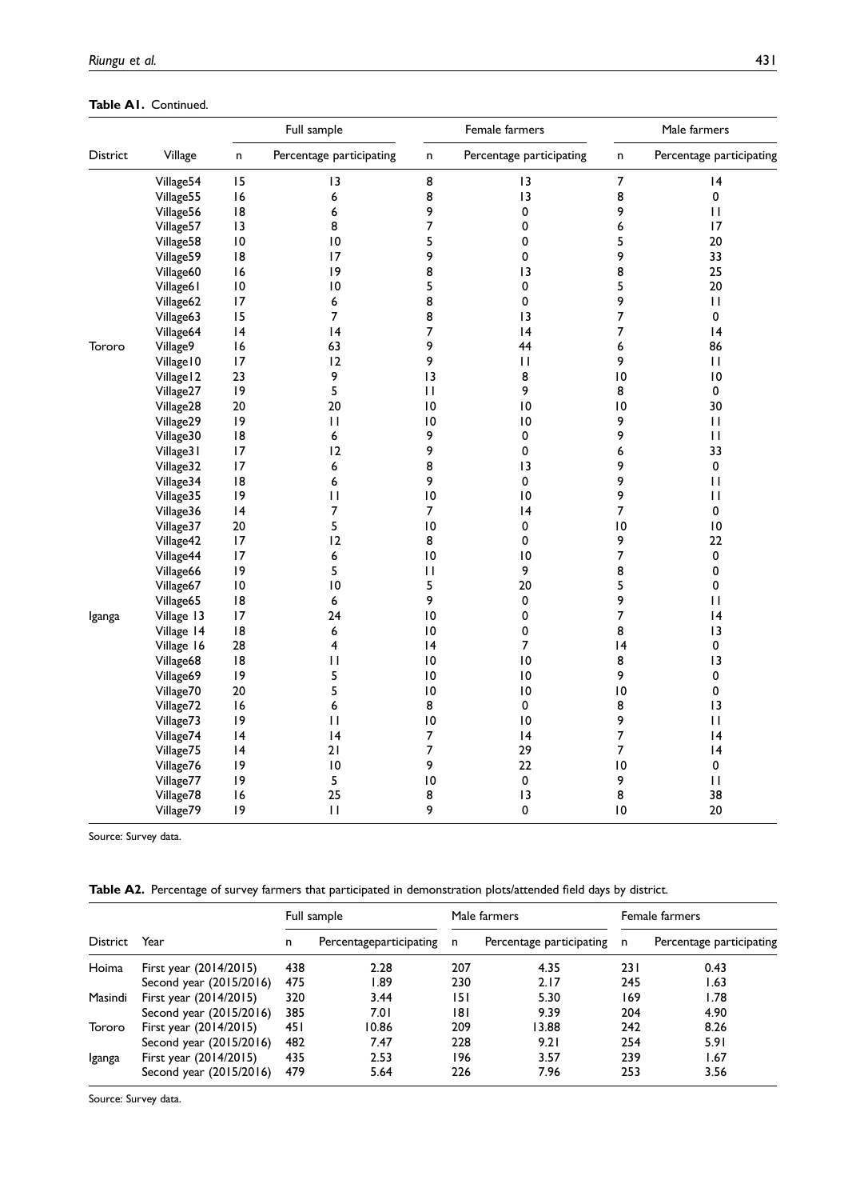**Table A1.** Continued.

| District | Village | Full sample | | Female farmers | | Male farmers | |
|---|---|---|---|---|---|---|---|
| | | n | Percentage participating | n | Percentage participating | n | Percentage participating |
| | Village54 | 15 | 13 | 8 | 13 | 7 | 14 |
| | Village55 | 16 | 6 | 8 | 13 | 8 | 0 |
| | Village56 | 18 | 6 | 9 | 0 | 9 | 11 |
| | Village57 | 13 | 8 | 7 | 0 | 6 | 17 |
| | Village58 | 10 | 10 | 5 | 0 | 5 | 20 |
| | Village59 | 18 | 17 | 9 | 0 | 9 | 33 |
| | Village60 | 16 | 19 | 8 | 13 | 8 | 25 |
| | Village61 | 10 | 10 | 5 | 0 | 5 | 20 |
| | Village62 | 17 | 6 | 8 | 0 | 9 | 11 |
| | Village63 | 15 | 7 | 8 | 13 | 7 | 0 |
| | Village64 | 14 | 14 | 7 | 14 | 7 | 14 |
| Tororo | Village9 | 16 | 63 | 9 | 44 | 6 | 86 |
| | Village10 | 17 | 12 | 9 | 11 | 9 | 11 |
| | Village12 | 23 | 9 | 13 | 8 | 10 | 10 |
| | Village27 | 19 | 5 | 11 | 9 | 8 | 0 |
| | Village28 | 20 | 20 | 10 | 10 | 10 | 30 |
| | Village29 | 19 | 11 | 10 | 10 | 9 | 11 |
| | Village30 | 18 | 6 | 9 | 0 | 9 | 11 |
| | Village31 | 17 | 12 | 9 | 0 | 6 | 33 |
| | Village32 | 17 | 6 | 8 | 13 | 9 | 0 |
| | Village34 | 18 | 6 | 9 | 0 | 9 | 11 |
| | Village35 | 19 | 11 | 10 | 10 | 9 | 11 |
| | Village36 | 14 | 7 | 7 | 14 | 7 | 0 |
| | Village37 | 20 | 5 | 10 | 0 | 10 | 10 |
| | Village42 | 17 | 12 | 8 | 0 | 9 | 22 |
| | Village44 | 17 | 6 | 10 | 10 | 7 | 0 |
| | Village66 | 19 | 5 | 11 | 9 | 8 | 0 |
| | Village67 | 10 | 10 | 5 | 20 | 5 | 0 |
| | Village65 | 18 | 6 | 9 | 0 | 9 | 11 |
| Iganga | Village 13 | 17 | 24 | 10 | 0 | 7 | 14 |
| | Village 14 | 18 | 6 | 10 | 0 | 8 | 13 |
| | Village 16 | 28 | 4 | 14 | 7 | 14 | 0 |
| | Village68 | 18 | 11 | 10 | 10 | 8 | 13 |
| | Village69 | 19 | 5 | 10 | 10 | 9 | 0 |
| | Village70 | 20 | 5 | 10 | 10 | 10 | 0 |
| | Village72 | 16 | 6 | 8 | 0 | 8 | 13 |
| | Village73 | 19 | 11 | 10 | 10 | 9 | 11 |
| | Village74 | 14 | 14 | 7 | 14 | 7 | 14 |
| | Village75 | 14 | 21 | 7 | 29 | 7 | 14 |
| | Village76 | 19 | 10 | 9 | 22 | 10 | 0 |
| | Village77 | 19 | 5 | 10 | 0 | 9 | 11 |
| | Village78 | 16 | 25 | 8 | 13 | 8 | 38 |
| | Village79 | 19 | 11 | 9 | 0 | 10 | 20 |

Source: Survey data.

**Table A2.** Percentage of survey farmers that participated in demonstration plots/attended field days by district.

| District | Year | Full sample | | Male farmers | | Female farmers | |
|---|---|---|---|---|---|---|---|
| | | n | Percentageparticipating | n | Percentage participating | n | Percentage participating |
| Hoima | First year (2014/2015) | 438 | 2.28 | 207 | 4.35 | 231 | 0.43 |
| | Second year (2015/2016) | 475 | 1.89 | 230 | 2.17 | 245 | 1.63 |
| Masindi | First year (2014/2015) | 320 | 3.44 | 151 | 5.30 | 169 | 1.78 |
| | Second year (2015/2016) | 385 | 7.01 | 181 | 9.39 | 204 | 4.90 |
| Tororo | First year (2014/2015) | 451 | 10.86 | 209 | 13.88 | 242 | 8.26 |
| | Second year (2015/2016) | 482 | 7.47 | 228 | 9.21 | 254 | 5.91 |
| Iganga | First year (2014/2015) | 435 | 2.53 | 196 | 3.57 | 239 | 1.67 |
| | Second year (2015/2016) | 479 | 5.64 | 226 | 7.96 | 253 | 3.56 |

Source: Survey data.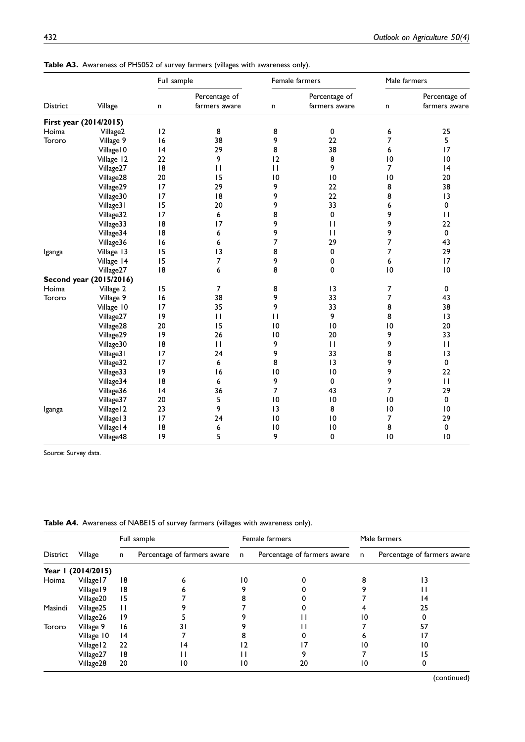**Table A3.** Awareness of PH5052 of survey farmers (villages with awareness only).

| District | Village | Full sample | | Female farmers | | Male farmers | |
|---|---|---|---|---|---|---|---|
| | | n | Percentage of farmers aware | n | Percentage of farmers aware | n | Percentage of farmers aware |
| **First year (2014/2015)** | | | | | | | |
| Hoima | Village2 | 12 | 8 | 8 | 0 | 6 | 25 |
| Tororo | Village 9 | 16 | 38 | 9 | 22 | 7 | 5 |
| | Village10 | 14 | 29 | 8 | 38 | 6 | 17 |
| | Village 12 | 22 | 9 | 12 | 8 | 10 | 10 |
| | Village27 | 18 | 11 | 11 | 9 | 7 | 14 |
| | Village28 | 20 | 15 | 10 | 10 | 10 | 20 |
| | Village29 | 17 | 29 | 9 | 22 | 8 | 38 |
| | Village30 | 17 | 18 | 9 | 22 | 8 | 13 |
| | Village31 | 15 | 20 | 9 | 33 | 6 | 0 |
| | Village32 | 17 | 6 | 8 | 0 | 9 | 11 |
| | Village33 | 18 | 17 | 9 | 11 | 9 | 22 |
| | Village34 | 18 | 6 | 9 | 11 | 9 | 0 |
| | Village36 | 16 | 6 | 7 | 29 | 7 | 43 |
| Iganga | Village 13 | 15 | 13 | 8 | 0 | 7 | 29 |
| | Village 14 | 15 | 7 | 9 | 0 | 6 | 17 |
| | Village27 | 18 | 6 | 8 | 0 | 10 | 10 |
| **Second year (2015/2016)** | | | | | | | |
| Hoima | Village 2 | 15 | 7 | 8 | 13 | 7 | 0 |
| Tororo | Village 9 | 16 | 38 | 9 | 33 | 7 | 43 |
| | Village 10 | 17 | 35 | 9 | 33 | 8 | 38 |
| | Village27 | 19 | 11 | 11 | 9 | 8 | 13 |
| | Village28 | 20 | 15 | 10 | 10 | 10 | 20 |
| | Village29 | 19 | 26 | 10 | 20 | 9 | 33 |
| | Village30 | 18 | 11 | 9 | 11 | 9 | 11 |
| | Village31 | 17 | 24 | 9 | 33 | 8 | 13 |
| | Village32 | 17 | 6 | 8 | 13 | 9 | 0 |
| | Village33 | 19 | 16 | 10 | 10 | 9 | 22 |
| | Village34 | 18 | 6 | 9 | 0 | 9 | 11 |
| | Village36 | 14 | 36 | 7 | 43 | 7 | 29 |
| | Village37 | 20 | 5 | 10 | 10 | 10 | 0 |
| Iganga | Village12 | 23 | 9 | 13 | 8 | 10 | 10 |
| | Village13 | 17 | 24 | 10 | 10 | 7 | 29 |
| | Village14 | 18 | 6 | 10 | 10 | 8 | 0 |
| | Village48 | 19 | 5 | 9 | 0 | 10 | 10 |

Source: Survey data.

**Table A4.** Awareness of NABE15 of survey farmers (villages with awareness only).

| District | Village | Full sample | | Female farmers | | Male farmers | |
|---|---|---|---|---|---|---|---|
| | | n | Percentage of farmers aware | n | Percentage of farmers aware | n | Percentage of farmers aware |
| **Year 1 (2014/2015)** | | | | | | | |
| Hoima | Village17 | 18 | 6 | 10 | 0 | 8 | 13 |
| | Village19 | 18 | 6 | 9 | 0 | 9 | 11 |
| | Village20 | 15 | 7 | 8 | 0 | 7 | 14 |
| Masindi | Village25 | 11 | 9 | 7 | 0 | 4 | 25 |
| | Village26 | 19 | 5 | 9 | 11 | 10 | 0 |
| Tororo | Village 9 | 16 | 31 | 9 | 11 | 7 | 57 |
| | Village 10 | 14 | 7 | 8 | 0 | 6 | 17 |
| | Village12 | 22 | 14 | 12 | 17 | 10 | 10 |
| | Village27 | 18 | 11 | 11 | 9 | 7 | 15 |
| | Village28 | 20 | 10 | 10 | 20 | 10 | 0 |

(continued)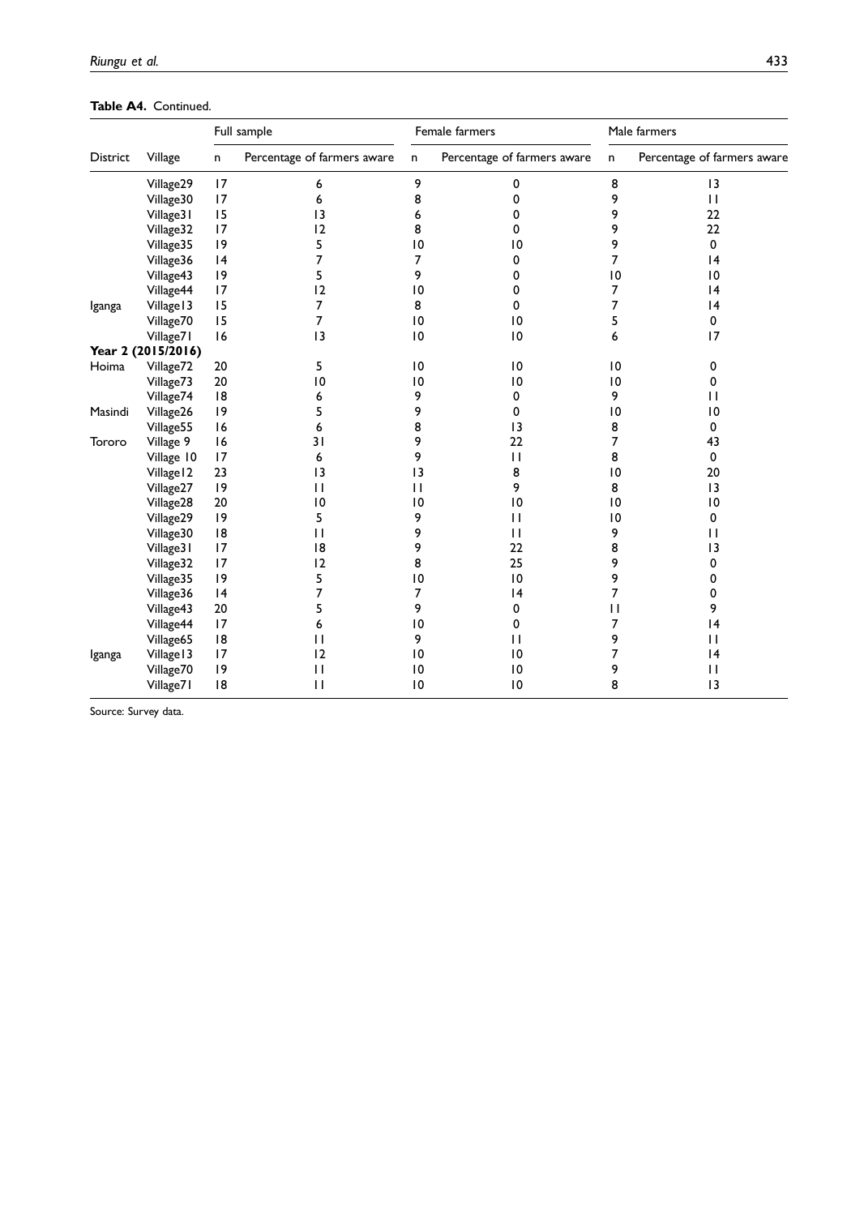**Table A4.** Continued.

| | | Full sample | | Female farmers | | Male farmers | |
|---|---|---|---|---|---|---|---|
| District | Village | n | Percentage of farmers aware | n | Percentage of farmers aware | n | Percentage of farmers aware |
| | Village29 | 17 | 6 | 9 | 0 | 8 | 13 |
| | Village30 | 17 | 6 | 8 | 0 | 9 | 11 |
| | Village31 | 15 | 13 | 6 | 0 | 9 | 22 |
| | Village32 | 17 | 12 | 8 | 0 | 9 | 22 |
| | Village35 | 19 | 5 | 10 | 10 | 9 | 0 |
| | Village36 | 14 | 7 | 7 | 0 | 7 | 14 |
| | Village43 | 19 | 5 | 9 | 0 | 10 | 10 |
| | Village44 | 17 | 12 | 10 | 0 | 7 | 14 |
| Iganga | Village13 | 15 | 7 | 8 | 0 | 7 | 14 |
| | Village70 | 15 | 7 | 10 | 10 | 5 | 0 |
| | Village71 | 16 | 13 | 10 | 10 | 6 | 17 |
| **Year 2 (2015/2016)** | | | | | | | |
| Hoima | Village72 | 20 | 5 | 10 | 10 | 10 | 0 |
| | Village73 | 20 | 10 | 10 | 10 | 10 | 0 |
| | Village74 | 18 | 6 | 9 | 0 | 9 | 11 |
| Masindi | Village26 | 19 | 5 | 9 | 0 | 10 | 10 |
| | Village55 | 16 | 6 | 8 | 13 | 8 | 0 |
| Tororo | Village 9 | 16 | 31 | 9 | 22 | 7 | 43 |
| | Village 10 | 17 | 6 | 9 | 11 | 8 | 0 |
| | Village12 | 23 | 13 | 13 | 8 | 10 | 20 |
| | Village27 | 19 | 11 | 11 | 9 | 8 | 13 |
| | Village28 | 20 | 10 | 10 | 10 | 10 | 10 |
| | Village29 | 19 | 5 | 9 | 11 | 10 | 0 |
| | Village30 | 18 | 11 | 9 | 11 | 9 | 11 |
| | Village31 | 17 | 18 | 9 | 22 | 8 | 13 |
| | Village32 | 17 | 12 | 8 | 25 | 9 | 0 |
| | Village35 | 19 | 5 | 10 | 10 | 9 | 0 |
| | Village36 | 14 | 7 | 7 | 14 | 7 | 0 |
| | Village43 | 20 | 5 | 9 | 0 | 11 | 9 |
| | Village44 | 17 | 6 | 10 | 0 | 7 | 14 |
| | Village65 | 18 | 11 | 9 | 11 | 9 | 11 |
| Iganga | Village13 | 17 | 12 | 10 | 10 | 7 | 14 |
| | Village70 | 19 | 11 | 10 | 10 | 9 | 11 |
| | Village71 | 18 | 11 | 10 | 10 | 8 | 13 |

Source: Survey data.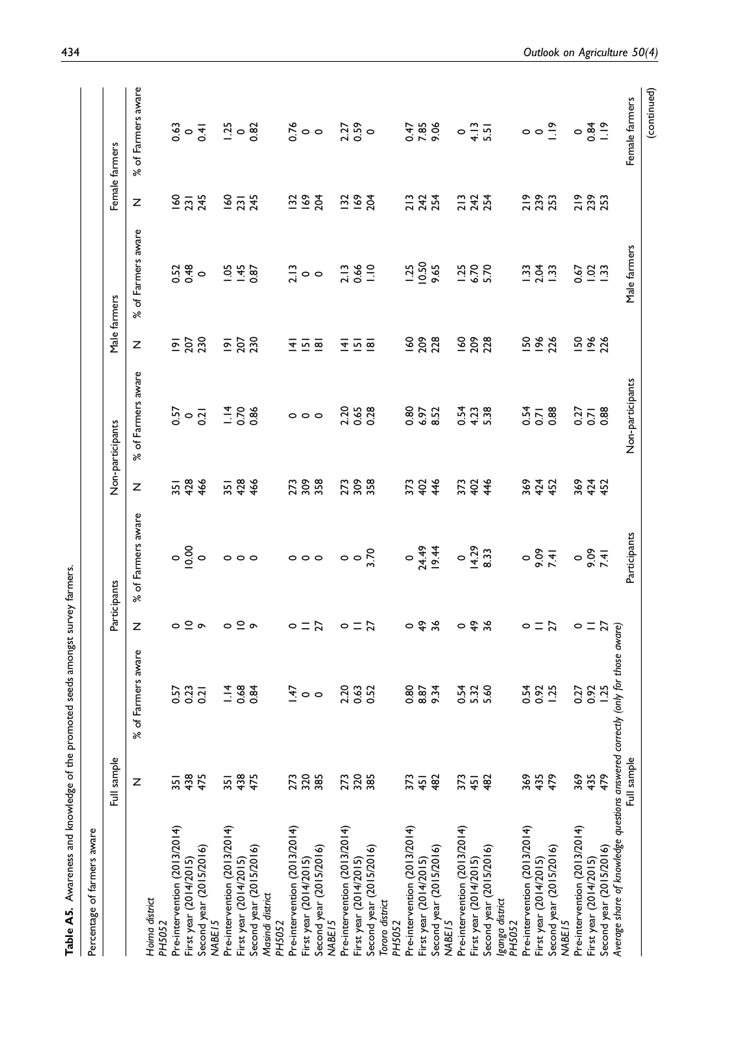**Table A5.** Awareness and knowledge of the promoted seeds amongst survey farmers.

| Percentage of farmers aware | Full sample | | Participants | | Non-participants | | Male farmers | | Female farmers | |
|---|---|---|---|---|---|---|---|---|---|---|
| | N | % of Farmers aware | N | % of Farmers aware | N | % of Farmers aware | N | % of Farmers aware | N | % of Farmers aware |
| *Hoima district* | | | | | | | | | | |
| *PH5052* | | | | | | | | | | |
| Pre-intervention (2013/2014) | 351 | 0.57 | 0 | 0 | 351 | 0.57 | 191 | 0.52 | 160 | 0.63 |
| First year (2014/2015) | 438 | 0.23 | 10 | 10.00 | 428 | 0 | 207 | 0.48 | 231 | 0 |
| Second year (2015/2016) | 475 | 0.21 | 9 | 0 | 466 | 0.21 | 230 | 0 | 245 | 0.41 |
| *NABE15* | | | | | | | | | | |
| Pre-intervention (2013/2014) | 351 | 1.14 | 0 | 0 | 351 | 1.14 | 191 | 1.05 | 160 | 1.25 |
| First year (2014/2015) | 438 | 0.68 | 10 | 0 | 428 | 0.70 | 207 | 1.45 | 231 | 0 |
| Second year (2015/2016) | 475 | 0.84 | 9 | 0 | 466 | 0.86 | 230 | 0.87 | 245 | 0.82 |
| *Masindi district* | | | | | | | | | | |
| *PH5052* | | | | | | | | | | |
| Pre-intervention (2013/2014) | 273 | 1.47 | 0 | 0 | 273 | 0 | 141 | 2.13 | 132 | 0.76 |
| First year (2014/2015) | 320 | 0 | 11 | 0 | 309 | 0 | 151 | 0 | 169 | 0 |
| Second year (2015/2016) | 385 | 0 | 27 | 0 | 358 | 0 | 181 | 0 | 204 | 0 |
| *NABE15* | | | | | | | | | | |
| Pre-intervention (2013/2014) | 273 | 2.20 | 0 | 0 | 273 | 2.20 | 141 | 2.13 | 132 | 2.27 |
| First year (2014/2015) | 320 | 0.63 | 11 | 0 | 309 | 0.65 | 151 | 0.66 | 169 | 0.59 |
| Second year (2015/2016) | 385 | 0.52 | 27 | 3.70 | 358 | 0.28 | 181 | 1.10 | 204 | 0 |
| *Tororo district* | | | | | | | | | | |
| *PH5052* | | | | | | | | | | |
| Pre-intervention (2013/2014) | 373 | 0.80 | 0 | 0 | 373 | 0.80 | 160 | 1.25 | 213 | 0.47 |
| First year (2014/2015) | 451 | 8.87 | 49 | 24.49 | 402 | 6.97 | 209 | 10.50 | 242 | 7.85 |
| Second year (2015/2016) | 482 | 9.34 | 36 | 19.44 | 446 | 8.52 | 228 | 9.65 | 254 | 9.06 |
| *NABE15* | | | | | | | | | | |
| Pre-intervention (2013/2014) | 373 | 0.54 | 0 | 0 | 373 | 0.54 | 160 | 1.25 | 213 | 0 |
| First year (2014/2015) | 451 | 5.32 | 49 | 14.29 | 402 | 4.23 | 209 | 6.70 | 242 | 4.13 |
| Second year (2015/2016) | 482 | 5.60 | 36 | 8.33 | 446 | 5.38 | 228 | 5.70 | 254 | 5.51 |
| *Iganga district* | | | | | | | | | | |
| *PH5052* | | | | | | | | | | |
| Pre-intervention (2013/2014) | 369 | 0.54 | 0 | 0 | 369 | 0.54 | 150 | 1.33 | 219 | 0 |
| First year (2014/2015) | 435 | 0.92 | 11 | 9.09 | 424 | 0.71 | 196 | 2.04 | 239 | 0 |
| Second year (2015/2016) | 479 | 1.25 | 27 | 7.41 | 452 | 0.88 | 226 | 1.33 | 253 | 1.19 |
| *NABE15* | | | | | | | | | | |
| Pre-intervention (2013/2014) | 369 | 0.27 | 0 | 0 | 369 | 0.27 | 150 | 0.67 | 219 | 0 |
| First year (2014/2015) | 435 | 0.92 | 11 | 9.09 | 424 | 0.71 | 196 | 1.02 | 239 | 0.84 |
| Second year (2015/2016) | 479 | 1.25 | 27 | 7.41 | 452 | 0.88 | 226 | 1.33 | 253 | 1.19 |
| *Average share of knowledge questions answered correctly (only for those aware)* | | | | | | | | | | |
| | Full sample | | Participants | | Non-participants | | Male farmers | | Female farmers | |

(continued)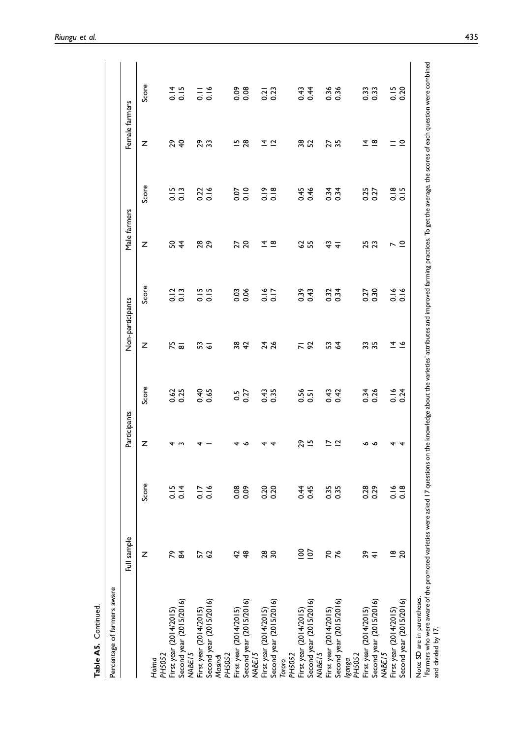**Table A5.** Continued.

| Percentage of farmers aware | Full sample | | Participants | | Non-participants | | Male farmers | | Female farmers | |
|---|---|---|---|---|---|---|---|---|---|---|
| | N | Score | N | Score | N | Score | N | Score | N | Score |
| *Hoima* | | | | | | | | | | |
| *PH5052* | | | | | | | | | | |
| First year (2014/2015) | 79 | 0.15 | 4 | 0.62 | 75 | 0.12 | 50 | 0.15 | 29 | 0.14 |
| Second year (2015/2016) | 84 | 0.14 | 3 | 0.25 | 81 | 0.13 | 44 | 0.13 | 40 | 0.15 |
| *NABE15* | | | | | | | | | | |
| First year (2014/2015) | 57 | 0.17 | 4 | 0.40 | 53 | 0.15 | 28 | 0.22 | 29 | 0.11 |
| Second year (2015/2016) | 62 | 0.16 | 1 | 0.65 | 61 | 0.15 | 29 | 0.16 | 33 | 0.16 |
| *Masindi* | | | | | | | | | | |
| *PH5052* | | | | | | | | | | |
| First year (2014/2015) | 42 | 0.08 | 4 | 0.5 | 38 | 0.03 | 27 | 0.07 | 15 | 0.09 |
| Second year (2015/2016) | 48 | 0.09 | 6 | 0.27 | 42 | 0.06 | 20 | 0.10 | 28 | 0.08 |
| *NABE15* | | | | | | | | | | |
| First year (2014/2015) | 28 | 0.20 | 4 | 0.43 | 24 | 0.16 | 14 | 0.19 | 14 | 0.21 |
| Second year (2015/2016) | 30 | 0.20 | 4 | 0.35 | 26 | 0.17 | 18 | 0.18 | 12 | 0.23 |
| *Tororo* | | | | | | | | | | |
| *PH5052* | | | | | | | | | | |
| First year (2014/2015) | 100 | 0.44 | 29 | 0.56 | 71 | 0.39 | 62 | 0.45 | 38 | 0.43 |
| Second year (2015/2016) | 107 | 0.45 | 15 | 0.51 | 92 | 0.43 | 55 | 0.46 | 52 | 0.44 |
| *NABE15* | | | | | | | | | | |
| First year (2014/2015) | 70 | 0.35 | 17 | 0.43 | 53 | 0.32 | 43 | 0.34 | 27 | 0.36 |
| Second year (2015/2016) | 76 | 0.35 | 12 | 0.42 | 64 | 0.34 | 41 | 0.34 | 35 | 0.36 |
| *Iganga* | | | | | | | | | | |
| *PH5052* | | | | | | | | | | |
| First year (2014/2015) | 39 | 0.28 | 6 | 0.34 | 33 | 0.27 | 25 | 0.25 | 14 | 0.33 |
| Second year (2015/2016) | 41 | 0.29 | 6 | 0.26 | 35 | 0.30 | 23 | 0.27 | 18 | 0.33 |
| *NABE15* | | | | | | | | | | |
| First year (2014/2015) | 18 | 0.16 | 4 | 0.16 | 14 | 0.16 | 7 | 0.18 | 11 | 0.15 |
| Second year (2015/2016) | 20 | 0.18 | 4 | 0.24 | 16 | 0.16 | 10 | 0.15 | 10 | 0.20 |

Note: SD are in parentheses.
[1]Farmers who were aware of the promoted varieties were asked 17 questions on the knowledge about the varieties' attributes and improved farming practices. To get the average, the scores of each question were combined and divided by 17.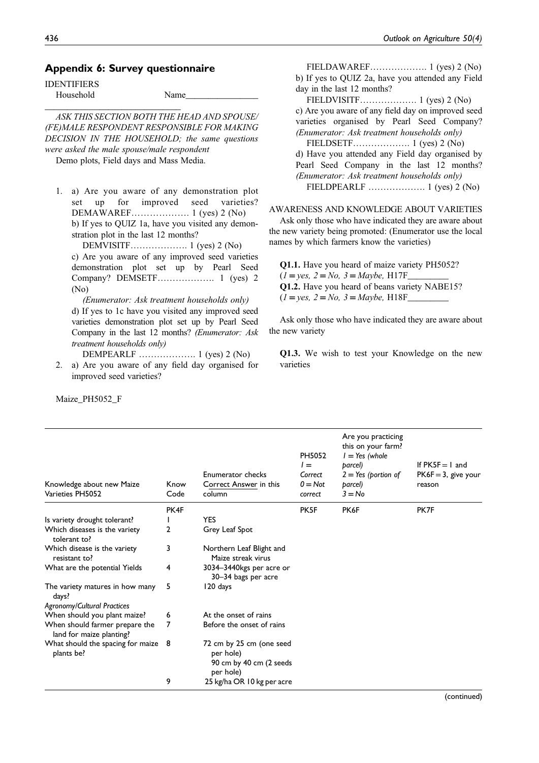## Appendix 6: Survey questionnaire

IDENTIFIERS

Household Name________________

______________________________

*ASK THIS SECTION BOTH THE HEAD AND SPOUSE/(FE)MALE RESPONDENT RESPONSIBLE FOR MAKING DECISION IN THE HOUSEHOLD; the same questions were asked the male spouse/male respondent*

Demo plots, Field days and Mass Media.

1. a) Are you aware of any demonstration plot set up for improved seed varieties? DEMAWAREF………………. 1 (yes) 2 (No)

   b) If yes to QUIZ 1a, have you visited any demonstration plot in the last 12 months?

   DEMVISITF………………. 1 (yes) 2 (No)

   c) Are you aware of any improved seed varieties demonstration plot set up by Pearl Seed Company? DEMSETF………………. 1 (yes) 2 (No)

   *(Enumerator: Ask treatment households only)*

   d) If yes to 1c have you visited any improved seed varieties demonstration plot set up by Pearl Seed Company in the last 12 months? *(Enumerator: Ask treatment households only)*

   DEMPEARLF ………………. 1 (yes) 2 (No)

2. a) Are you aware of any field day organised for improved seed varieties?

   FIELDAWAREF………………. 1 (yes) 2 (No)

   b) If yes to QUIZ 2a, have you attended any Field day in the last 12 months?

   FIELDVISITF………………. 1 (yes) 2 (No)

   c) Are you aware of any field day on improved seed varieties organised by Pearl Seed Company? *(Enumerator: Ask treatment households only)*

   FIELDSETF………………. 1 (yes) 2 (No)

   d) Have you attended any Field day organised by Pearl Seed Company in the last 12 months? *(Enumerator: Ask treatment households only)*

   FIELDPEARLF ………………. 1 (yes) 2 (No)

AWARENESS AND KNOWLEDGE ABOUT VARIETIES

Ask only those who have indicated they are aware about the new variety being promoted: (Enumerator use the local names by which farmers know the varieties)

**Q1.1.** Have you heard of maize variety PH5052? (*1 = yes, 2 = No, 3 = Maybe,* H17F_________

**Q1.2.** Have you heard of beans variety NABE15? (*1 = yes, 2 = No, 3 = Maybe,* H18F_________

Ask only those who have indicated they are aware about the new variety

**Q1.3.** We wish to test your Knowledge on the new varieties

Maize_PH5052_F

| Knowledge about new Maize Varieties PH5052 | Know Code | Enumerator checks Correct Answer in this column | PH5052 *1 = Correct 0 = Not correct* | Are you practicing this on your farm? *1 = Yes (whole parcel) 2 = Yes (portion of parcel) 3 = No* | If PK5F = 1 and PK6F = 3, give your reason |
|---|---|---|---|---|---|
| | PK4F | | PK5F | PK6F | PK7F |
| Is variety drought tolerant? | 1 | YES | | | |
| Which diseases is the variety tolerant to? | 2 | Grey Leaf Spot | | | |
| Which disease is the variety resistant to? | 3 | Northern Leaf Blight and Maize streak virus | | | |
| What are the potential Yields | 4 | 3034–3440kgs per acre or 30–34 bags per acre | | | |
| The variety matures in how many days? | 5 | 120 days | | | |
| *Agronomy/Cultural Practices* | | | | | |
| When should you plant maize? | 6 | At the onset of rains | | | |
| When should farmer prepare the land for maize planting? | 7 | Before the onset of rains | | | |
| What should the spacing for maize plants be? | 8 | 72 cm by 25 cm (one seed per hole) 90 cm by 40 cm (2 seeds per hole) | | | |
| | 9 | 25 kg/ha OR 10 kg per acre | | | |

(continued)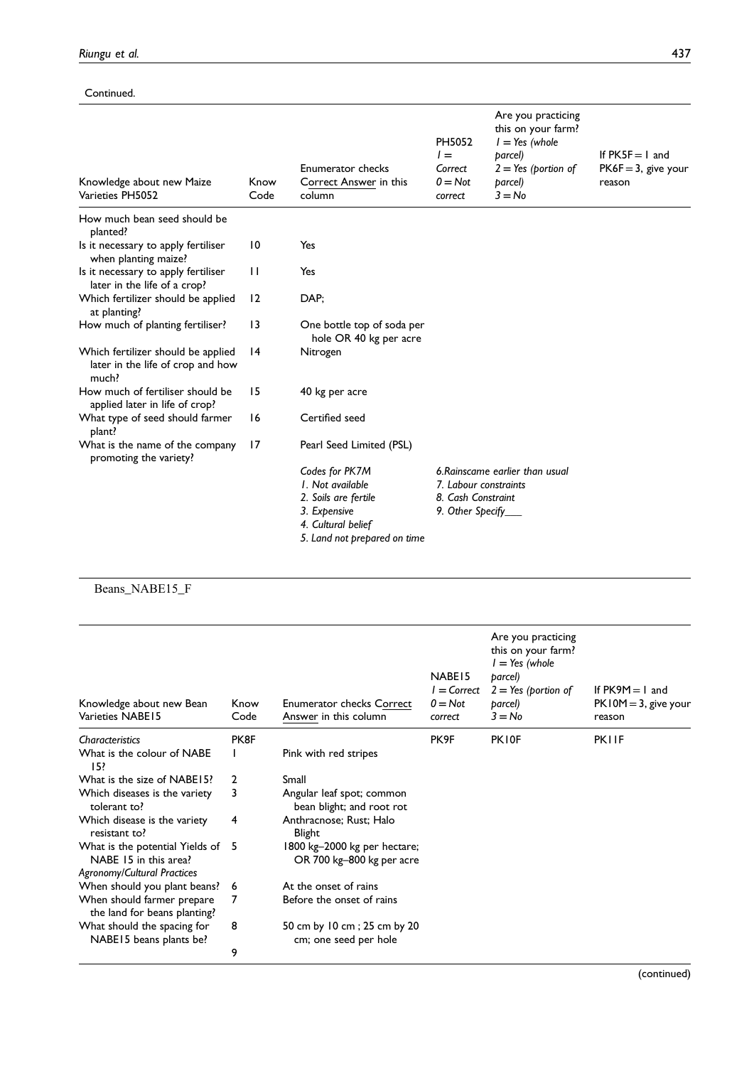Continued.

| Knowledge about new Maize Varieties PH5052 | Know Code | Enumerator checks Correct Answer in this column | PH5052 *1 = Correct 0 = Not correct* | Are you practicing this on your farm? *1 = Yes (whole parcel) 2 = Yes (portion of parcel) 3 = No* | If PK5F = 1 and PK6F = 3, give your reason |
|---|---|---|---|---|---|
| How much bean seed should be planted? | | | | | |
| Is it necessary to apply fertiliser when planting maize? | 10 | Yes | | | |
| Is it necessary to apply fertiliser later in the life of a crop? | 11 | Yes | | | |
| Which fertilizer should be applied at planting? | 12 | DAP; | | | |
| How much of planting fertiliser? | 13 | One bottle top of soda per hole OR 40 kg per acre | | | |
| Which fertilizer should be applied later in the life of crop and how much? | 14 | Nitrogen | | | |
| How much of fertiliser should be applied later in life of crop? | 15 | 40 kg per acre | | | |
| What type of seed should farmer plant? | 16 | Certified seed | | | |
| What is the name of the company promoting the variety? | 17 | Pearl Seed Limited (PSL) | | | |
| | | *Codes for PK7M* *1. Not available* *2. Soils are fertile* *3. Expensive* *4. Cultural belief* *5. Land not prepared on time* | *6.Rainscame earlier than usual* *7. Labour constraints* *8. Cash Constraint* *9. Other Specify___* | | |

Beans_NABE15_F

| Knowledge about new Bean Varieties NABE15 | Know Code | Enumerator checks Correct Answer in this column | NABE15 *1 = Correct 0 = Not correct* | Are you practicing this on your farm? *1 = Yes (whole parcel) 2 = Yes (portion of parcel) 3 = No* | If PK9M = 1 and PK10M = 3, give your reason |
|---|---|---|---|---|---|
| *Characteristics* | PK8F | | PK9F | PK10F | PK11F |
| What is the colour of NABE 15? | 1 | Pink with red stripes | | | |
| What is the size of NABE15? | 2 | Small | | | |
| Which diseases is the variety tolerant to? | 3 | Angular leaf spot; common bean blight; and root rot | | | |
| Which disease is the variety resistant to? | 4 | Anthracnose; Rust; Halo Blight | | | |
| What is the potential Yields of NABE 15 in this area? | 5 | 1800 kg–2000 kg per hectare; OR 700 kg–800 kg per acre | | | |
| *Agronomy/Cultural Practices* | | | | | |
| When should you plant beans? | 6 | At the onset of rains | | | |
| When should farmer prepare the land for beans planting? | 7 | Before the onset of rains | | | |
| What should the spacing for NABE15 beans plants be? | 8 | 50 cm by 10 cm ; 25 cm by 20 cm; one seed per hole | | | |
| | 9 | | | | |

(continued)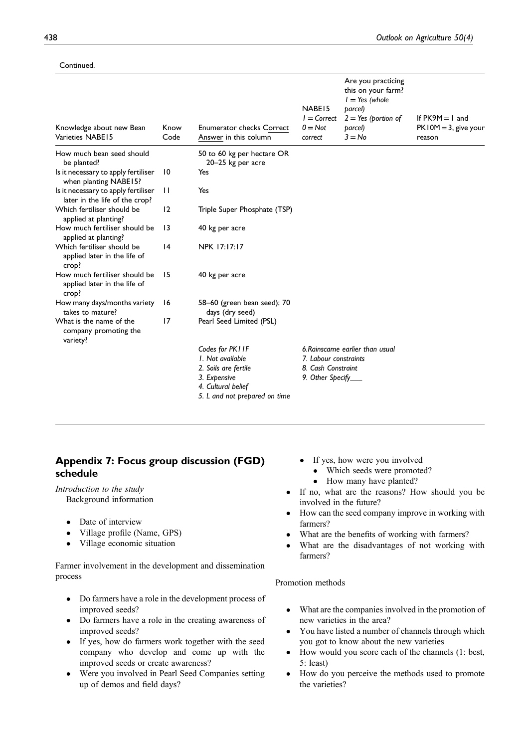Continued.

| Knowledge about new Bean Varieties NABE15 | Know Code | Enumerator checks Correct Answer in this column | NABE15 *1 = Correct* *0 = Not correct* | Are you practicing this on your farm? *1 = Yes (whole parcel)* *2 = Yes (portion of parcel)* *3 = No* | If PK9M = 1 and PK10M = 3, give your reason |
|---|---|---|---|---|---|
| How much bean seed should be planted? | | 50 to 60 kg per hectare OR 20–25 kg per acre | | | |
| Is it necessary to apply fertiliser when planting NABE15? | 10 | Yes | | | |
| Is it necessary to apply fertiliser later in the life of the crop? | 11 | Yes | | | |
| Which fertiliser should be applied at planting? | 12 | Triple Super Phosphate (TSP) | | | |
| How much fertiliser should be applied at planting? | 13 | 40 kg per acre | | | |
| Which fertiliser should be applied later in the life of crop? | 14 | NPK 17:17:17 | | | |
| How much fertiliser should be applied later in the life of crop? | 15 | 40 kg per acre | | | |
| How many days/months variety takes to mature? | 16 | 58–60 (green bean seed); 70 days (dry seed) | | | |
| What is the name of the company promoting the variety? | 17 | Pearl Seed Limited (PSL) | | | |

*Codes for PK11F*
*1. Not available*
*2. Soils are fertile*
*3. Expensive*
*4. Cultural belief*
*5. L and not prepared on time*
*6.Rainscame earlier than usual*
*7. Labour constraints*
*8. Cash Constraint*
*9. Other Specify\_\_\_*

## Appendix 7: Focus group discussion (FGD) schedule

*Introduction to the study*

Background information

- Date of interview
- Village profile (Name, GPS)
- Village economic situation

Farmer involvement in the development and dissemination process

- Do farmers have a role in the development process of improved seeds?
- Do farmers have a role in the creating awareness of improved seeds?
- If yes, how do farmers work together with the seed company who develop and come up with the improved seeds or create awareness?
- Were you involved in Pearl Seed Companies setting up of demos and field days?
  - If yes, how were you involved
    - Which seeds were promoted?
    - How many have planted?
- If no, what are the reasons? How should you be involved in the future?
- How can the seed company improve in working with farmers?
- What are the benefits of working with farmers?
- What are the disadvantages of not working with farmers?

Promotion methods

- What are the companies involved in the promotion of new varieties in the area?
- You have listed a number of channels through which you got to know about the new varieties
- How would you score each of the channels (1: best, 5: least)
- How do you perceive the methods used to promote the varieties?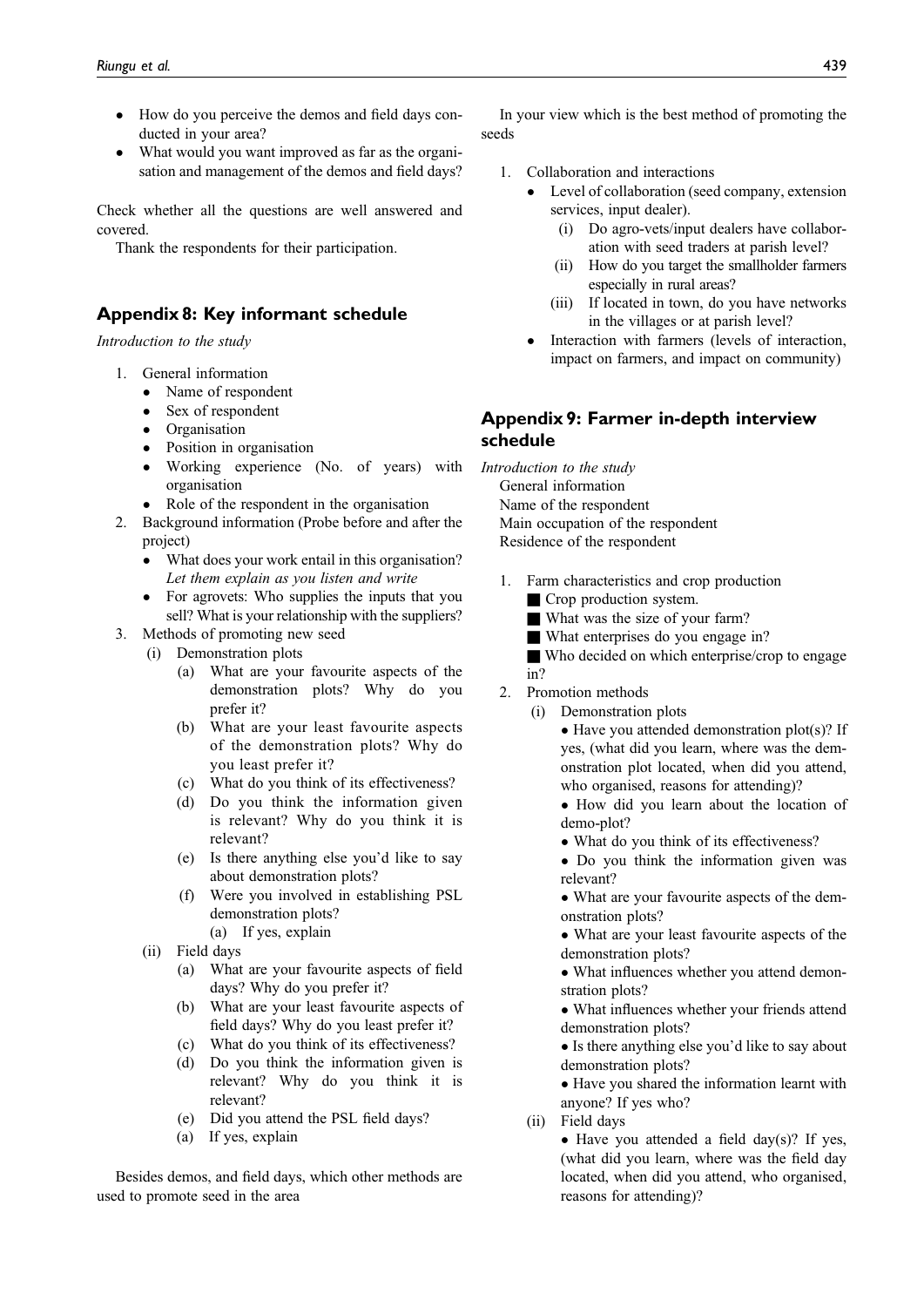- How do you perceive the demos and field days conducted in your area?
- What would you want improved as far as the organisation and management of the demos and field days?

Check whether all the questions are well answered and covered.

Thank the respondents for their participation.

## Appendix 8: Key informant schedule

*Introduction to the study*

1. General information
   - Name of respondent
   - Sex of respondent
   - Organisation
   - Position in organisation
   - Working experience (No. of years) with organisation
   - Role of the respondent in the organisation
2. Background information (Probe before and after the project)
   - What does your work entail in this organisation? *Let them explain as you listen and write*
   - For agrovets: Who supplies the inputs that you sell? What is your relationship with the suppliers?
3. Methods of promoting new seed
   - (i) Demonstration plots
     - (a) What are your favourite aspects of the demonstration plots? Why do you prefer it?
     - (b) What are your least favourite aspects of the demonstration plots? Why do you least prefer it?
     - (c) What do you think of its effectiveness?
     - (d) Do you think the information given is relevant? Why do you think it is relevant?
     - (e) Is there anything else you'd like to say about demonstration plots?
     - (f) Were you involved in establishing PSL demonstration plots?
       - (a) If yes, explain
   - (ii) Field days
     - (a) What are your favourite aspects of field days? Why do you prefer it?
     - (b) What are your least favourite aspects of field days? Why do you least prefer it?
     - (c) What do you think of its effectiveness?
     - (d) Do you think the information given is relevant? Why do you think it is relevant?
     - (e) Did you attend the PSL field days?
     - (a) If yes, explain

Besides demos, and field days, which other methods are used to promote seed in the area

In your view which is the best method of promoting the seeds

1. Collaboration and interactions
   - Level of collaboration (seed company, extension services, input dealer).
     - (i) Do agro-vets/input dealers have collaboration with seed traders at parish level?
     - (ii) How do you target the smallholder farmers especially in rural areas?
     - (iii) If located in town, do you have networks in the villages or at parish level?
   - Interaction with farmers (levels of interaction, impact on farmers, and impact on community)

## Appendix 9: Farmer in-depth interview schedule

*Introduction to the study*

General information

Name of the respondent

Main occupation of the respondent

Residence of the respondent

1. Farm characteristics and crop production
   - ■ Crop production system.
   - ■ What was the size of your farm?
   - ■ What enterprises do you engage in?
   - ■ Who decided on which enterprise/crop to engage in?
2. Promotion methods
   - (i) Demonstration plots
     - Have you attended demonstration plot(s)? If yes, (what did you learn, where was the demonstration plot located, when did you attend, who organised, reasons for attending)?
     - How did you learn about the location of demo-plot?
     - What do you think of its effectiveness?
     - Do you think the information given was relevant?
     - What are your favourite aspects of the demonstration plots?
     - What are your least favourite aspects of the demonstration plots?
     - What influences whether you attend demonstration plots?
     - What influences whether your friends attend demonstration plots?
     - Is there anything else you'd like to say about demonstration plots?
     - Have you shared the information learnt with anyone? If yes who?
   - (ii) Field days
     - Have you attended a field day(s)? If yes, (what did you learn, where was the field day located, when did you attend, who organised, reasons for attending)?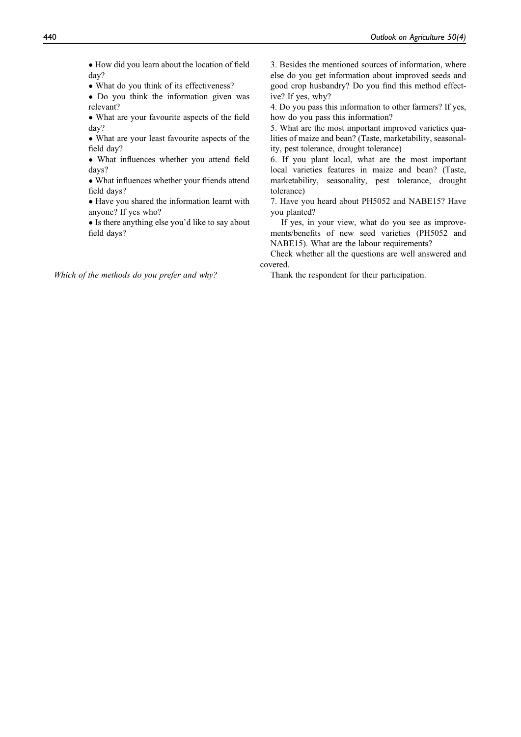- How did you learn about the location of field day?
- What do you think of its effectiveness?
- Do you think the information given was relevant?
- What are your favourite aspects of the field day?
- What are your least favourite aspects of the field day?
- What influences whether you attend field days?
- What influences whether your friends attend field days?
- Have you shared the information learnt with anyone? If yes who?
- Is there anything else you'd like to say about field days?

*Which of the methods do you prefer and why?*

3. Besides the mentioned sources of information, where else do you get information about improved seeds and good crop husbandry? Do you find this method effective? If yes, why?
4. Do you pass this information to other farmers? If yes, how do you pass this information?
5. What are the most important improved varieties qualities of maize and bean? (Taste, marketability, seasonality, pest tolerance, drought tolerance)
6. If you plant local, what are the most important local varieties features in maize and bean? (Taste, marketability, seasonality, pest tolerance, drought tolerance)
7. Have you heard about PH5052 and NABE15? Have you planted?

If yes, in your view, what do you see as improvements/benefits of new seed varieties (PH5052 and NABE15). What are the labour requirements?

Check whether all the questions are well answered and covered.

Thank the respondent for their participation.